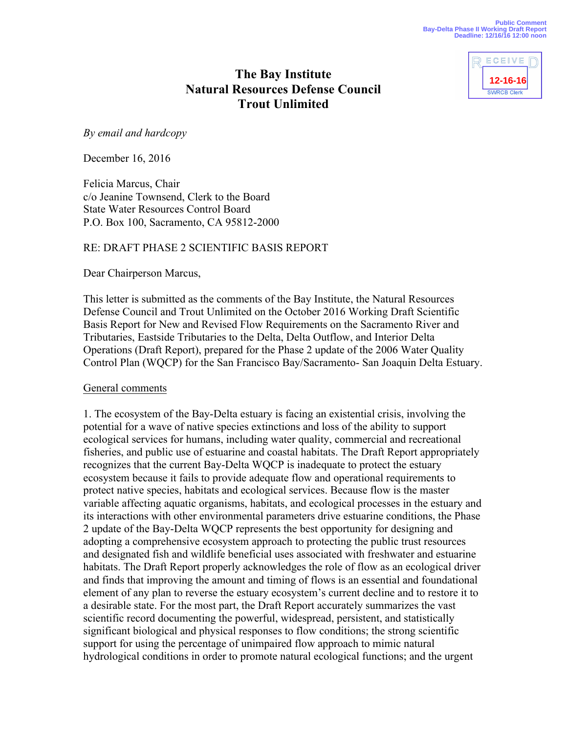Public Comment
Bay-Delta Phase II Working Draft Report
Deadline: 12/16/16 12:00 noon

RECEIVED
12-16-16
SWRCB Clerk

**The Bay Institute**
**Natural Resources Defense Council**
**Trout Unlimited**

*By email and hardcopy*

December 16, 2016

Felicia Marcus, Chair
c/o Jeanine Townsend, Clerk to the Board
State Water Resources Control Board
P.O. Box 100, Sacramento, CA 95812-2000

RE: DRAFT PHASE 2 SCIENTIFIC BASIS REPORT

Dear Chairperson Marcus,

This letter is submitted as the comments of the Bay Institute, the Natural Resources Defense Council and Trout Unlimited on the October 2016 Working Draft Scientific Basis Report for New and Revised Flow Requirements on the Sacramento River and Tributaries, Eastside Tributaries to the Delta, Delta Outflow, and Interior Delta Operations (Draft Report), prepared for the Phase 2 update of the 2006 Water Quality Control Plan (WQCP) for the San Francisco Bay/Sacramento- San Joaquin Delta Estuary.

General comments

1. The ecosystem of the Bay-Delta estuary is facing an existential crisis, involving the potential for a wave of native species extinctions and loss of the ability to support ecological services for humans, including water quality, commercial and recreational fisheries, and public use of estuarine and coastal habitats. The Draft Report appropriately recognizes that the current Bay-Delta WQCP is inadequate to protect the estuary ecosystem because it fails to provide adequate flow and operational requirements to protect native species, habitats and ecological services. Because flow is the master variable affecting aquatic organisms, habitats, and ecological processes in the estuary and its interactions with other environmental parameters drive estuarine conditions, the Phase 2 update of the Bay-Delta WQCP represents the best opportunity for designing and adopting a comprehensive ecosystem approach to protecting the public trust resources and designated fish and wildlife beneficial uses associated with freshwater and estuarine habitats. The Draft Report properly acknowledges the role of flow as an ecological driver and finds that improving the amount and timing of flows is an essential and foundational element of any plan to reverse the estuary ecosystem's current decline and to restore it to a desirable state. For the most part, the Draft Report accurately summarizes the vast scientific record documenting the powerful, widespread, persistent, and statistically significant biological and physical responses to flow conditions; the strong scientific support for using the percentage of unimpaired flow approach to mimic natural hydrological conditions in order to promote natural ecological functions; and the urgent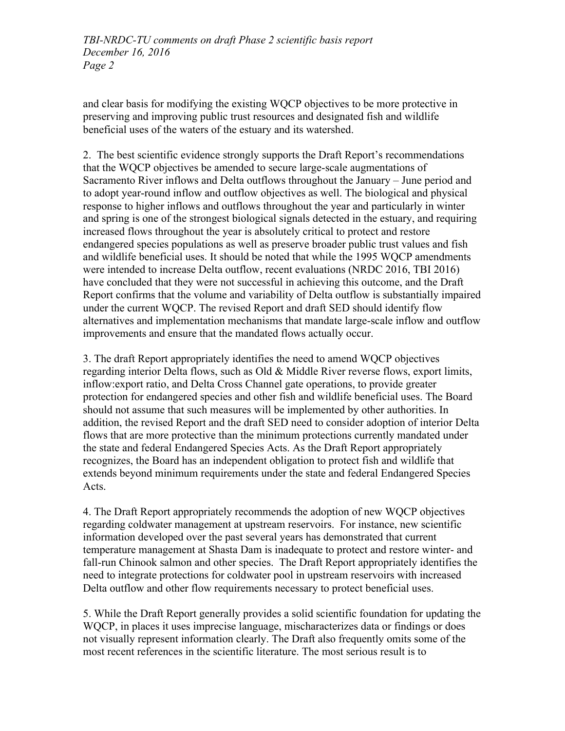and clear basis for modifying the existing WQCP objectives to be more protective in preserving and improving public trust resources and designated fish and wildlife beneficial uses of the waters of the estuary and its watershed.

2. The best scientific evidence strongly supports the Draft Report's recommendations that the WQCP objectives be amended to secure large-scale augmentations of Sacramento River inflows and Delta outflows throughout the January – June period and to adopt year-round inflow and outflow objectives as well. The biological and physical response to higher inflows and outflows throughout the year and particularly in winter and spring is one of the strongest biological signals detected in the estuary, and requiring increased flows throughout the year is absolutely critical to protect and restore endangered species populations as well as preserve broader public trust values and fish and wildlife beneficial uses. It should be noted that while the 1995 WQCP amendments were intended to increase Delta outflow, recent evaluations (NRDC 2016, TBI 2016) have concluded that they were not successful in achieving this outcome, and the Draft Report confirms that the volume and variability of Delta outflow is substantially impaired under the current WQCP. The revised Report and draft SED should identify flow alternatives and implementation mechanisms that mandate large-scale inflow and outflow improvements and ensure that the mandated flows actually occur.

3. The draft Report appropriately identifies the need to amend WQCP objectives regarding interior Delta flows, such as Old & Middle River reverse flows, export limits, inflow:export ratio, and Delta Cross Channel gate operations, to provide greater protection for endangered species and other fish and wildlife beneficial uses. The Board should not assume that such measures will be implemented by other authorities. In addition, the revised Report and the draft SED need to consider adoption of interior Delta flows that are more protective than the minimum protections currently mandated under the state and federal Endangered Species Acts. As the Draft Report appropriately recognizes, the Board has an independent obligation to protect fish and wildlife that extends beyond minimum requirements under the state and federal Endangered Species Acts.

4. The Draft Report appropriately recommends the adoption of new WQCP objectives regarding coldwater management at upstream reservoirs. For instance, new scientific information developed over the past several years has demonstrated that current temperature management at Shasta Dam is inadequate to protect and restore winter- and fall-run Chinook salmon and other species. The Draft Report appropriately identifies the need to integrate protections for coldwater pool in upstream reservoirs with increased Delta outflow and other flow requirements necessary to protect beneficial uses.

5. While the Draft Report generally provides a solid scientific foundation for updating the WQCP, in places it uses imprecise language, mischaracterizes data or findings or does not visually represent information clearly. The Draft also frequently omits some of the most recent references in the scientific literature. The most serious result is to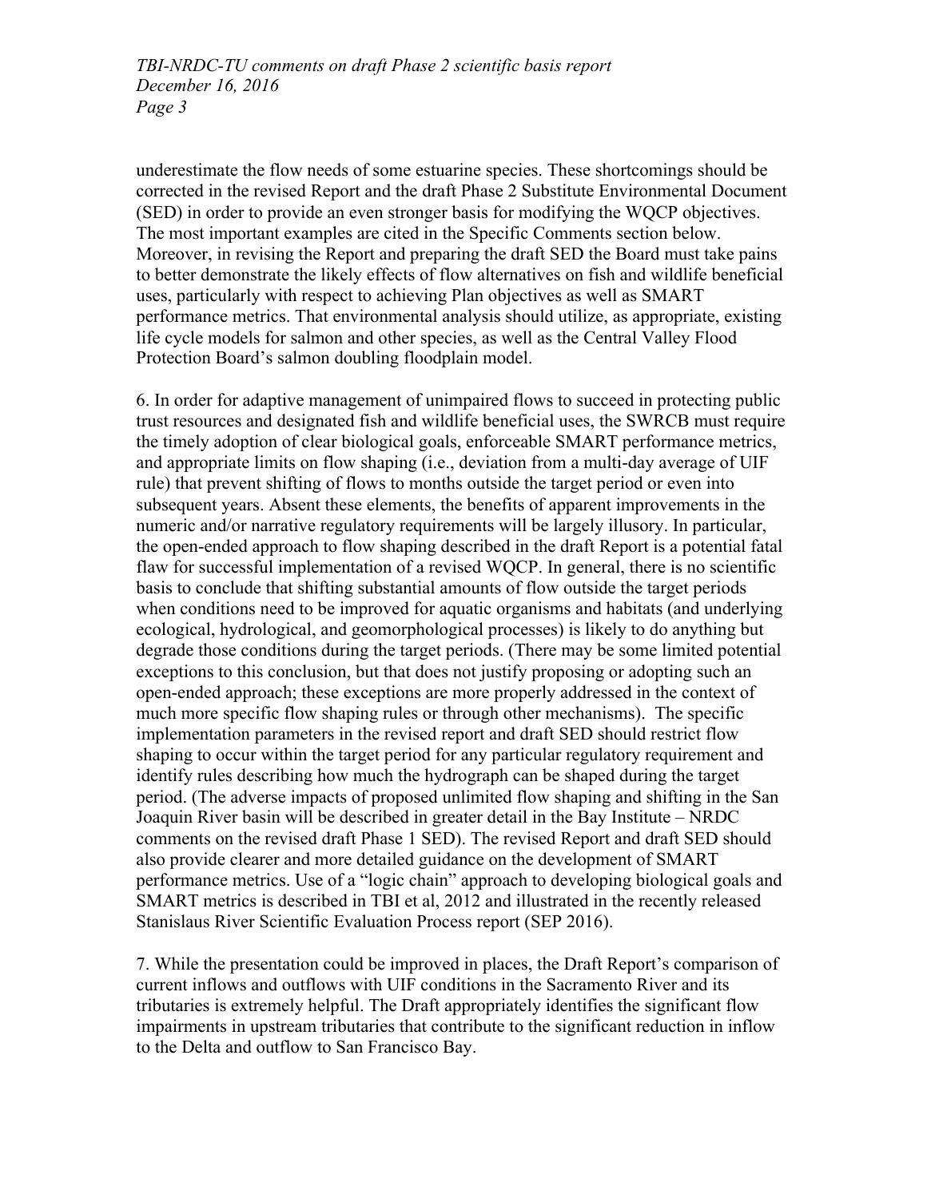underestimate the flow needs of some estuarine species. These shortcomings should be corrected in the revised Report and the draft Phase 2 Substitute Environmental Document (SED) in order to provide an even stronger basis for modifying the WQCP objectives. The most important examples are cited in the Specific Comments section below. Moreover, in revising the Report and preparing the draft SED the Board must take pains to better demonstrate the likely effects of flow alternatives on fish and wildlife beneficial uses, particularly with respect to achieving Plan objectives as well as SMART performance metrics. That environmental analysis should utilize, as appropriate, existing life cycle models for salmon and other species, as well as the Central Valley Flood Protection Board's salmon doubling floodplain model.

6. In order for adaptive management of unimpaired flows to succeed in protecting public trust resources and designated fish and wildlife beneficial uses, the SWRCB must require the timely adoption of clear biological goals, enforceable SMART performance metrics, and appropriate limits on flow shaping (i.e., deviation from a multi-day average of UIF rule) that prevent shifting of flows to months outside the target period or even into subsequent years. Absent these elements, the benefits of apparent improvements in the numeric and/or narrative regulatory requirements will be largely illusory. In particular, the open-ended approach to flow shaping described in the draft Report is a potential fatal flaw for successful implementation of a revised WQCP. In general, there is no scientific basis to conclude that shifting substantial amounts of flow outside the target periods when conditions need to be improved for aquatic organisms and habitats (and underlying ecological, hydrological, and geomorphological processes) is likely to do anything but degrade those conditions during the target periods. (There may be some limited potential exceptions to this conclusion, but that does not justify proposing or adopting such an open-ended approach; these exceptions are more properly addressed in the context of much more specific flow shaping rules or through other mechanisms). The specific implementation parameters in the revised report and draft SED should restrict flow shaping to occur within the target period for any particular regulatory requirement and identify rules describing how much the hydrograph can be shaped during the target period. (The adverse impacts of proposed unlimited flow shaping and shifting in the San Joaquin River basin will be described in greater detail in the Bay Institute – NRDC comments on the revised draft Phase 1 SED). The revised Report and draft SED should also provide clearer and more detailed guidance on the development of SMART performance metrics. Use of a "logic chain" approach to developing biological goals and SMART metrics is described in TBI et al, 2012 and illustrated in the recently released Stanislaus River Scientific Evaluation Process report (SEP 2016).

7. While the presentation could be improved in places, the Draft Report's comparison of current inflows and outflows with UIF conditions in the Sacramento River and its tributaries is extremely helpful. The Draft appropriately identifies the significant flow impairments in upstream tributaries that contribute to the significant reduction in inflow to the Delta and outflow to San Francisco Bay.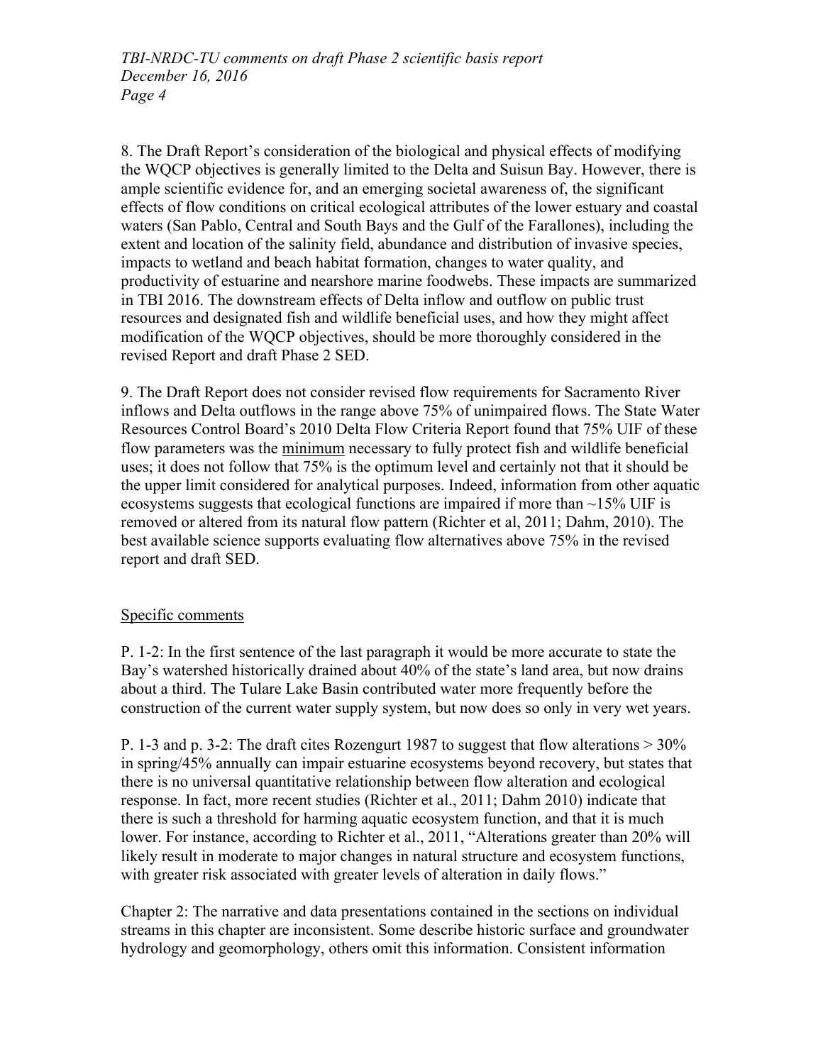8. The Draft Report's consideration of the biological and physical effects of modifying the WQCP objectives is generally limited to the Delta and Suisun Bay. However, there is ample scientific evidence for, and an emerging societal awareness of, the significant effects of flow conditions on critical ecological attributes of the lower estuary and coastal waters (San Pablo, Central and South Bays and the Gulf of the Farallones), including the extent and location of the salinity field, abundance and distribution of invasive species, impacts to wetland and beach habitat formation, changes to water quality, and productivity of estuarine and nearshore marine foodwebs. These impacts are summarized in TBI 2016. The downstream effects of Delta inflow and outflow on public trust resources and designated fish and wildlife beneficial uses, and how they might affect modification of the WQCP objectives, should be more thoroughly considered in the revised Report and draft Phase 2 SED.

9. The Draft Report does not consider revised flow requirements for Sacramento River inflows and Delta outflows in the range above 75% of unimpaired flows. The State Water Resources Control Board's 2010 Delta Flow Criteria Report found that 75% UIF of these flow parameters was the <u>minimum</u> necessary to fully protect fish and wildlife beneficial uses; it does not follow that 75% is the optimum level and certainly not that it should be the upper limit considered for analytical purposes. Indeed, information from other aquatic ecosystems suggests that ecological functions are impaired if more than ~15% UIF is removed or altered from its natural flow pattern (Richter et al, 2011; Dahm, 2010). The best available science supports evaluating flow alternatives above 75% in the revised report and draft SED.

<u>Specific comments</u>

P. 1-2: In the first sentence of the last paragraph it would be more accurate to state the Bay's watershed historically drained about 40% of the state's land area, but now drains about a third. The Tulare Lake Basin contributed water more frequently before the construction of the current water supply system, but now does so only in very wet years.

P. 1-3 and p. 3-2: The draft cites Rozengurt 1987 to suggest that flow alterations > 30% in spring/45% annually can impair estuarine ecosystems beyond recovery, but states that there is no universal quantitative relationship between flow alteration and ecological response. In fact, more recent studies (Richter et al., 2011; Dahm 2010) indicate that there is such a threshold for harming aquatic ecosystem function, and that it is much lower. For instance, according to Richter et al., 2011, "Alterations greater than 20% will likely result in moderate to major changes in natural structure and ecosystem functions, with greater risk associated with greater levels of alteration in daily flows."

Chapter 2: The narrative and data presentations contained in the sections on individual streams in this chapter are inconsistent. Some describe historic surface and groundwater hydrology and geomorphology, others omit this information. Consistent information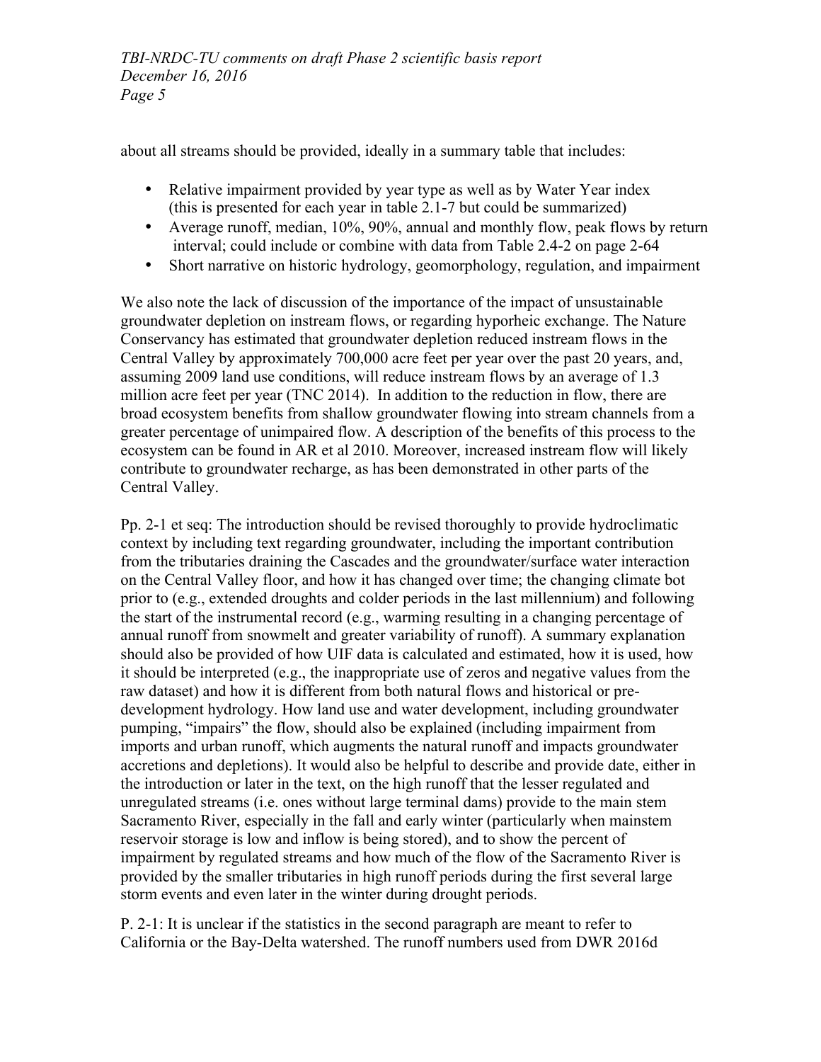about all streams should be provided, ideally in a summary table that includes:

- Relative impairment provided by year type as well as by Water Year index (this is presented for each year in table 2.1-7 but could be summarized)
- Average runoff, median, 10%, 90%, annual and monthly flow, peak flows by return interval; could include or combine with data from Table 2.4-2 on page 2-64
- Short narrative on historic hydrology, geomorphology, regulation, and impairment

We also note the lack of discussion of the importance of the impact of unsustainable groundwater depletion on instream flows, or regarding hyporheic exchange. The Nature Conservancy has estimated that groundwater depletion reduced instream flows in the Central Valley by approximately 700,000 acre feet per year over the past 20 years, and, assuming 2009 land use conditions, will reduce instream flows by an average of 1.3 million acre feet per year (TNC 2014). In addition to the reduction in flow, there are broad ecosystem benefits from shallow groundwater flowing into stream channels from a greater percentage of unimpaired flow. A description of the benefits of this process to the ecosystem can be found in AR et al 2010. Moreover, increased instream flow will likely contribute to groundwater recharge, as has been demonstrated in other parts of the Central Valley.

Pp. 2-1 et seq: The introduction should be revised thoroughly to provide hydroclimatic context by including text regarding groundwater, including the important contribution from the tributaries draining the Cascades and the groundwater/surface water interaction on the Central Valley floor, and how it has changed over time; the changing climate bot prior to (e.g., extended droughts and colder periods in the last millennium) and following the start of the instrumental record (e.g., warming resulting in a changing percentage of annual runoff from snowmelt and greater variability of runoff). A summary explanation should also be provided of how UIF data is calculated and estimated, how it is used, how it should be interpreted (e.g., the inappropriate use of zeros and negative values from the raw dataset) and how it is different from both natural flows and historical or pre-development hydrology. How land use and water development, including groundwater pumping, "impairs" the flow, should also be explained (including impairment from imports and urban runoff, which augments the natural runoff and impacts groundwater accretions and depletions). It would also be helpful to describe and provide date, either in the introduction or later in the text, on the high runoff that the lesser regulated and unregulated streams (i.e. ones without large terminal dams) provide to the main stem Sacramento River, especially in the fall and early winter (particularly when mainstem reservoir storage is low and inflow is being stored), and to show the percent of impairment by regulated streams and how much of the flow of the Sacramento River is provided by the smaller tributaries in high runoff periods during the first several large storm events and even later in the winter during drought periods.

P. 2-1: It is unclear if the statistics in the second paragraph are meant to refer to California or the Bay-Delta watershed. The runoff numbers used from DWR 2016d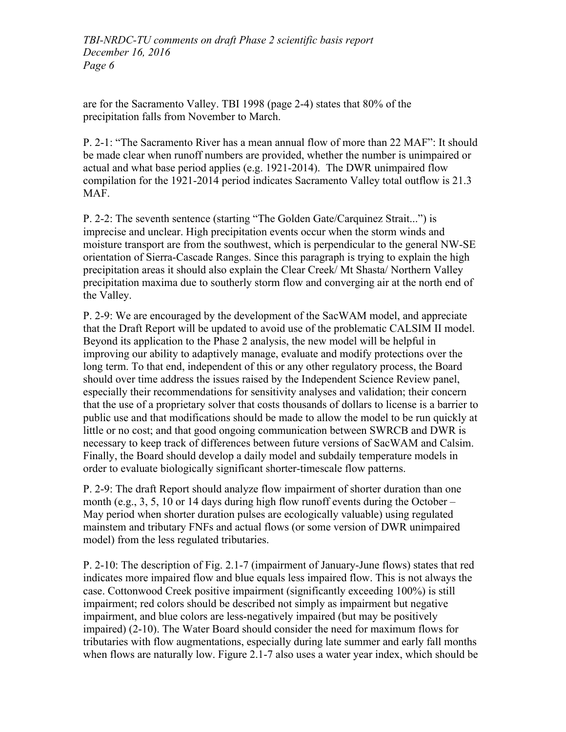are for the Sacramento Valley. TBI 1998 (page 2-4) states that 80% of the precipitation falls from November to March.

P. 2-1: "The Sacramento River has a mean annual flow of more than 22 MAF": It should be made clear when runoff numbers are provided, whether the number is unimpaired or actual and what base period applies (e.g. 1921-2014). The DWR unimpaired flow compilation for the 1921-2014 period indicates Sacramento Valley total outflow is 21.3 MAF.

P. 2-2: The seventh sentence (starting "The Golden Gate/Carquinez Strait...") is imprecise and unclear. High precipitation events occur when the storm winds and moisture transport are from the southwest, which is perpendicular to the general NW-SE orientation of Sierra-Cascade Ranges. Since this paragraph is trying to explain the high precipitation areas it should also explain the Clear Creek/ Mt Shasta/ Northern Valley precipitation maxima due to southerly storm flow and converging air at the north end of the Valley.

P. 2-9: We are encouraged by the development of the SacWAM model, and appreciate that the Draft Report will be updated to avoid use of the problematic CALSIM II model. Beyond its application to the Phase 2 analysis, the new model will be helpful in improving our ability to adaptively manage, evaluate and modify protections over the long term. To that end, independent of this or any other regulatory process, the Board should over time address the issues raised by the Independent Science Review panel, especially their recommendations for sensitivity analyses and validation; their concern that the use of a proprietary solver that costs thousands of dollars to license is a barrier to public use and that modifications should be made to allow the model to be run quickly at little or no cost; and that good ongoing communication between SWRCB and DWR is necessary to keep track of differences between future versions of SacWAM and Calsim. Finally, the Board should develop a daily model and subdaily temperature models in order to evaluate biologically significant shorter-timescale flow patterns.

P. 2-9: The draft Report should analyze flow impairment of shorter duration than one month (e.g., 3, 5, 10 or 14 days during high flow runoff events during the October – May period when shorter duration pulses are ecologically valuable) using regulated mainstem and tributary FNFs and actual flows (or some version of DWR unimpaired model) from the less regulated tributaries.

P. 2-10: The description of Fig. 2.1-7 (impairment of January-June flows) states that red indicates more impaired flow and blue equals less impaired flow. This is not always the case. Cottonwood Creek positive impairment (significantly exceeding 100%) is still impairment; red colors should be described not simply as impairment but negative impairment, and blue colors are less-negatively impaired (but may be positively impaired) (2-10). The Water Board should consider the need for maximum flows for tributaries with flow augmentations, especially during late summer and early fall months when flows are naturally low. Figure 2.1-7 also uses a water year index, which should be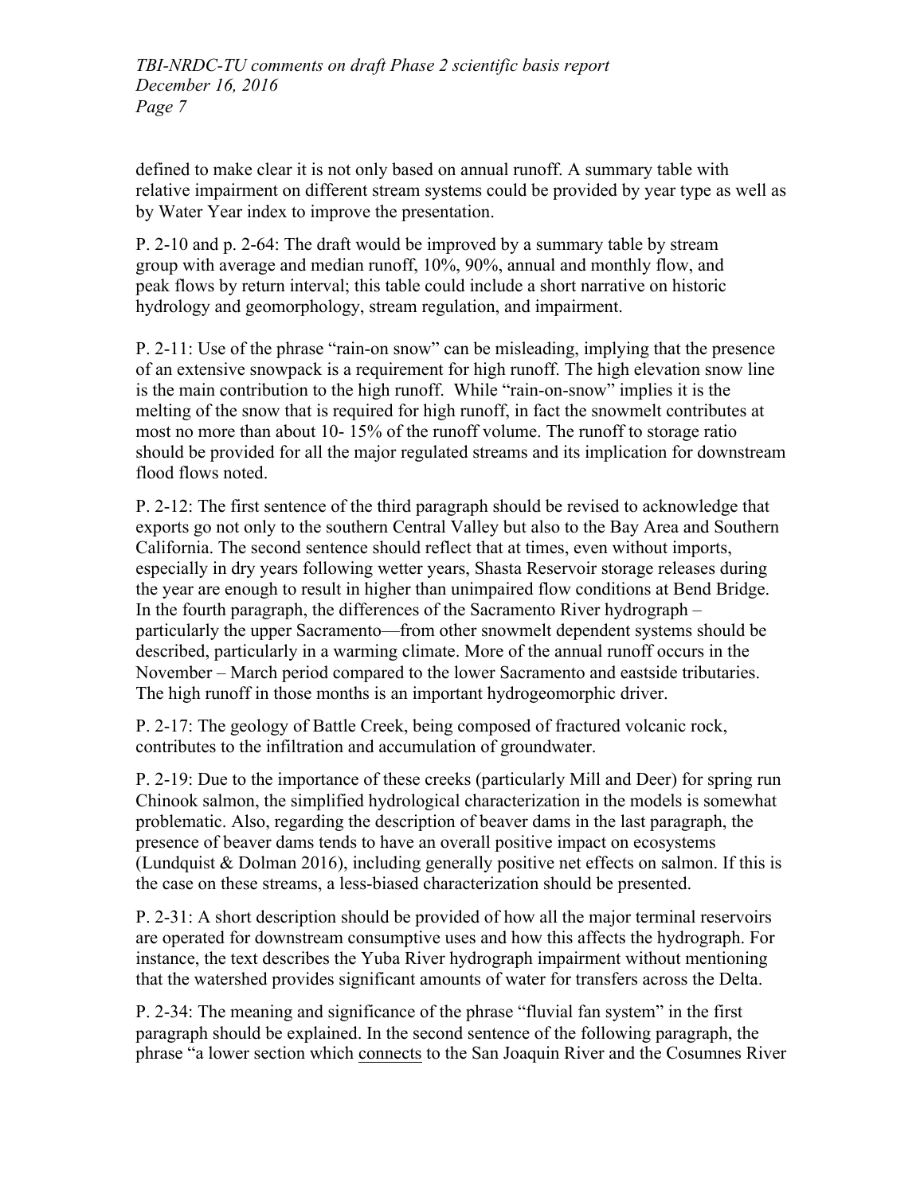defined to make clear it is not only based on annual runoff. A summary table with relative impairment on different stream systems could be provided by year type as well as by Water Year index to improve the presentation.

P. 2-10 and p. 2-64: The draft would be improved by a summary table by stream group with average and median runoff, 10%, 90%, annual and monthly flow, and peak flows by return interval; this table could include a short narrative on historic hydrology and geomorphology, stream regulation, and impairment.

P. 2-11: Use of the phrase "rain-on snow" can be misleading, implying that the presence of an extensive snowpack is a requirement for high runoff. The high elevation snow line is the main contribution to the high runoff. While "rain-on-snow" implies it is the melting of the snow that is required for high runoff, in fact the snowmelt contributes at most no more than about 10- 15% of the runoff volume. The runoff to storage ratio should be provided for all the major regulated streams and its implication for downstream flood flows noted.

P. 2-12: The first sentence of the third paragraph should be revised to acknowledge that exports go not only to the southern Central Valley but also to the Bay Area and Southern California. The second sentence should reflect that at times, even without imports, especially in dry years following wetter years, Shasta Reservoir storage releases during the year are enough to result in higher than unimpaired flow conditions at Bend Bridge. In the fourth paragraph, the differences of the Sacramento River hydrograph – particularly the upper Sacramento—from other snowmelt dependent systems should be described, particularly in a warming climate. More of the annual runoff occurs in the November – March period compared to the lower Sacramento and eastside tributaries. The high runoff in those months is an important hydrogeomorphic driver.

P. 2-17: The geology of Battle Creek, being composed of fractured volcanic rock, contributes to the infiltration and accumulation of groundwater.

P. 2-19: Due to the importance of these creeks (particularly Mill and Deer) for spring run Chinook salmon, the simplified hydrological characterization in the models is somewhat problematic. Also, regarding the description of beaver dams in the last paragraph, the presence of beaver dams tends to have an overall positive impact on ecosystems (Lundquist & Dolman 2016), including generally positive net effects on salmon. If this is the case on these streams, a less-biased characterization should be presented.

P. 2-31: A short description should be provided of how all the major terminal reservoirs are operated for downstream consumptive uses and how this affects the hydrograph. For instance, the text describes the Yuba River hydrograph impairment without mentioning that the watershed provides significant amounts of water for transfers across the Delta.

P. 2-34: The meaning and significance of the phrase "fluvial fan system" in the first paragraph should be explained. In the second sentence of the following paragraph, the phrase "a lower section which connects to the San Joaquin River and the Cosumnes River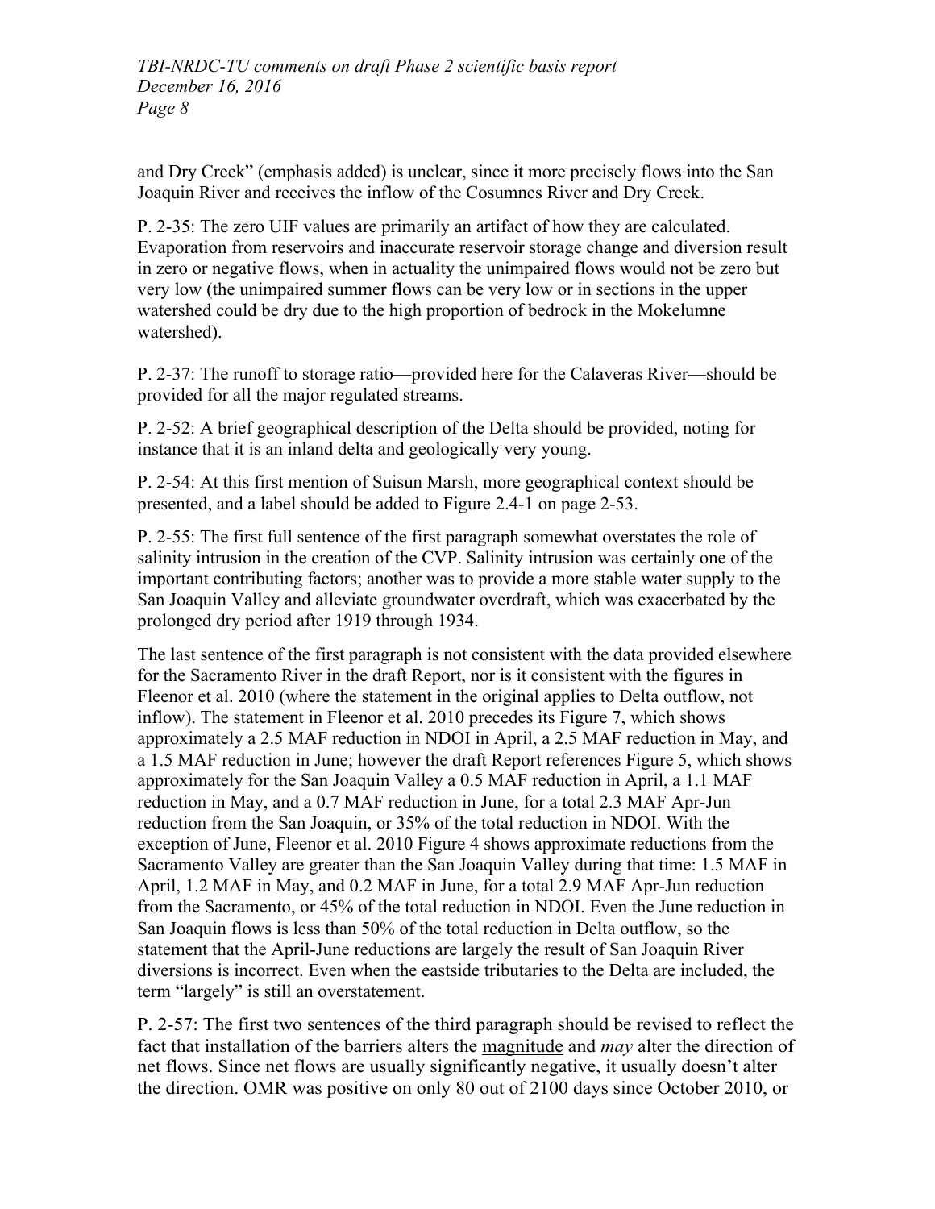and Dry Creek" (emphasis added) is unclear, since it more precisely flows into the San Joaquin River and receives the inflow of the Cosumnes River and Dry Creek.

P. 2-35: The zero UIF values are primarily an artifact of how they are calculated. Evaporation from reservoirs and inaccurate reservoir storage change and diversion result in zero or negative flows, when in actuality the unimpaired flows would not be zero but very low (the unimpaired summer flows can be very low or in sections in the upper watershed could be dry due to the high proportion of bedrock in the Mokelumne watershed).

P. 2-37: The runoff to storage ratio—provided here for the Calaveras River—should be provided for all the major regulated streams.

P. 2-52: A brief geographical description of the Delta should be provided, noting for instance that it is an inland delta and geologically very young.

P. 2-54: At this first mention of Suisun Marsh, more geographical context should be presented, and a label should be added to Figure 2.4-1 on page 2-53.

P. 2-55: The first full sentence of the first paragraph somewhat overstates the role of salinity intrusion in the creation of the CVP. Salinity intrusion was certainly one of the important contributing factors; another was to provide a more stable water supply to the San Joaquin Valley and alleviate groundwater overdraft, which was exacerbated by the prolonged dry period after 1919 through 1934.

The last sentence of the first paragraph is not consistent with the data provided elsewhere for the Sacramento River in the draft Report, nor is it consistent with the figures in Fleenor et al. 2010 (where the statement in the original applies to Delta outflow, not inflow). The statement in Fleenor et al. 2010 precedes its Figure 7, which shows approximately a 2.5 MAF reduction in NDOI in April, a 2.5 MAF reduction in May, and a 1.5 MAF reduction in June; however the draft Report references Figure 5, which shows approximately for the San Joaquin Valley a 0.5 MAF reduction in April, a 1.1 MAF reduction in May, and a 0.7 MAF reduction in June, for a total 2.3 MAF Apr-Jun reduction from the San Joaquin, or 35% of the total reduction in NDOI. With the exception of June, Fleenor et al. 2010 Figure 4 shows approximate reductions from the Sacramento Valley are greater than the San Joaquin Valley during that time: 1.5 MAF in April, 1.2 MAF in May, and 0.2 MAF in June, for a total 2.9 MAF Apr-Jun reduction from the Sacramento, or 45% of the total reduction in NDOI. Even the June reduction in San Joaquin flows is less than 50% of the total reduction in Delta outflow, so the statement that the April-June reductions are largely the result of San Joaquin River diversions is incorrect. Even when the eastside tributaries to the Delta are included, the term "largely" is still an overstatement.

P. 2-57: The first two sentences of the third paragraph should be revised to reflect the fact that installation of the barriers alters the <u>magnitude</u> and *may* alter the direction of net flows. Since net flows are usually significantly negative, it usually doesn't alter the direction. OMR was positive on only 80 out of 2100 days since October 2010, or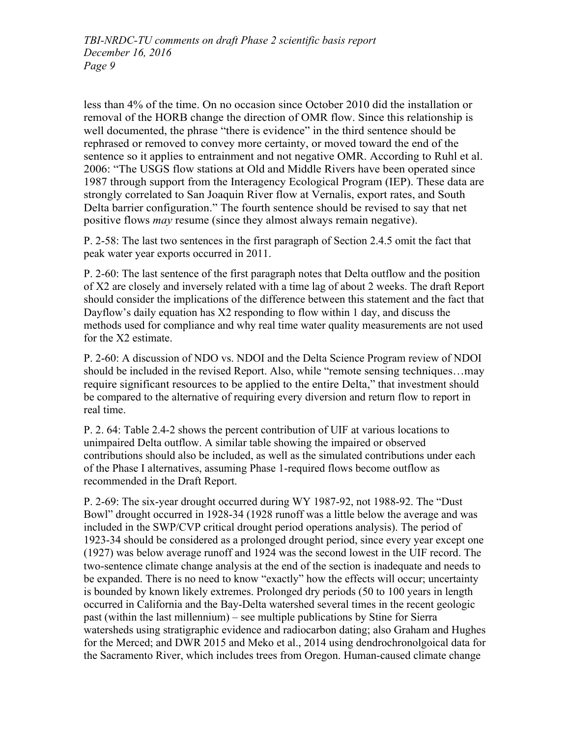less than 4% of the time. On no occasion since October 2010 did the installation or removal of the HORB change the direction of OMR flow. Since this relationship is well documented, the phrase "there is evidence" in the third sentence should be rephrased or removed to convey more certainty, or moved toward the end of the sentence so it applies to entrainment and not negative OMR. According to Ruhl et al. 2006: "The USGS flow stations at Old and Middle Rivers have been operated since 1987 through support from the Interagency Ecological Program (IEP). These data are strongly correlated to San Joaquin River flow at Vernalis, export rates, and South Delta barrier configuration." The fourth sentence should be revised to say that net positive flows *may* resume (since they almost always remain negative).

P. 2-58: The last two sentences in the first paragraph of Section 2.4.5 omit the fact that peak water year exports occurred in 2011.

P. 2-60: The last sentence of the first paragraph notes that Delta outflow and the position of X2 are closely and inversely related with a time lag of about 2 weeks. The draft Report should consider the implications of the difference between this statement and the fact that Dayflow's daily equation has X2 responding to flow within 1 day, and discuss the methods used for compliance and why real time water quality measurements are not used for the X2 estimate.

P. 2-60: A discussion of NDO vs. NDOI and the Delta Science Program review of NDOI should be included in the revised Report. Also, while "remote sensing techniques…may require significant resources to be applied to the entire Delta," that investment should be compared to the alternative of requiring every diversion and return flow to report in real time.

P. 2. 64: Table 2.4-2 shows the percent contribution of UIF at various locations to unimpaired Delta outflow. A similar table showing the impaired or observed contributions should also be included, as well as the simulated contributions under each of the Phase I alternatives, assuming Phase 1-required flows become outflow as recommended in the Draft Report.

P. 2-69: The six-year drought occurred during WY 1987-92, not 1988-92. The "Dust Bowl" drought occurred in 1928-34 (1928 runoff was a little below the average and was included in the SWP/CVP critical drought period operations analysis). The period of 1923-34 should be considered as a prolonged drought period, since every year except one (1927) was below average runoff and 1924 was the second lowest in the UIF record. The two-sentence climate change analysis at the end of the section is inadequate and needs to be expanded. There is no need to know "exactly" how the effects will occur; uncertainty is bounded by known likely extremes. Prolonged dry periods (50 to 100 years in length occurred in California and the Bay-Delta watershed several times in the recent geologic past (within the last millennium) – see multiple publications by Stine for Sierra watersheds using stratigraphic evidence and radiocarbon dating; also Graham and Hughes for the Merced; and DWR 2015 and Meko et al., 2014 using dendrochronolgoical data for the Sacramento River, which includes trees from Oregon. Human-caused climate change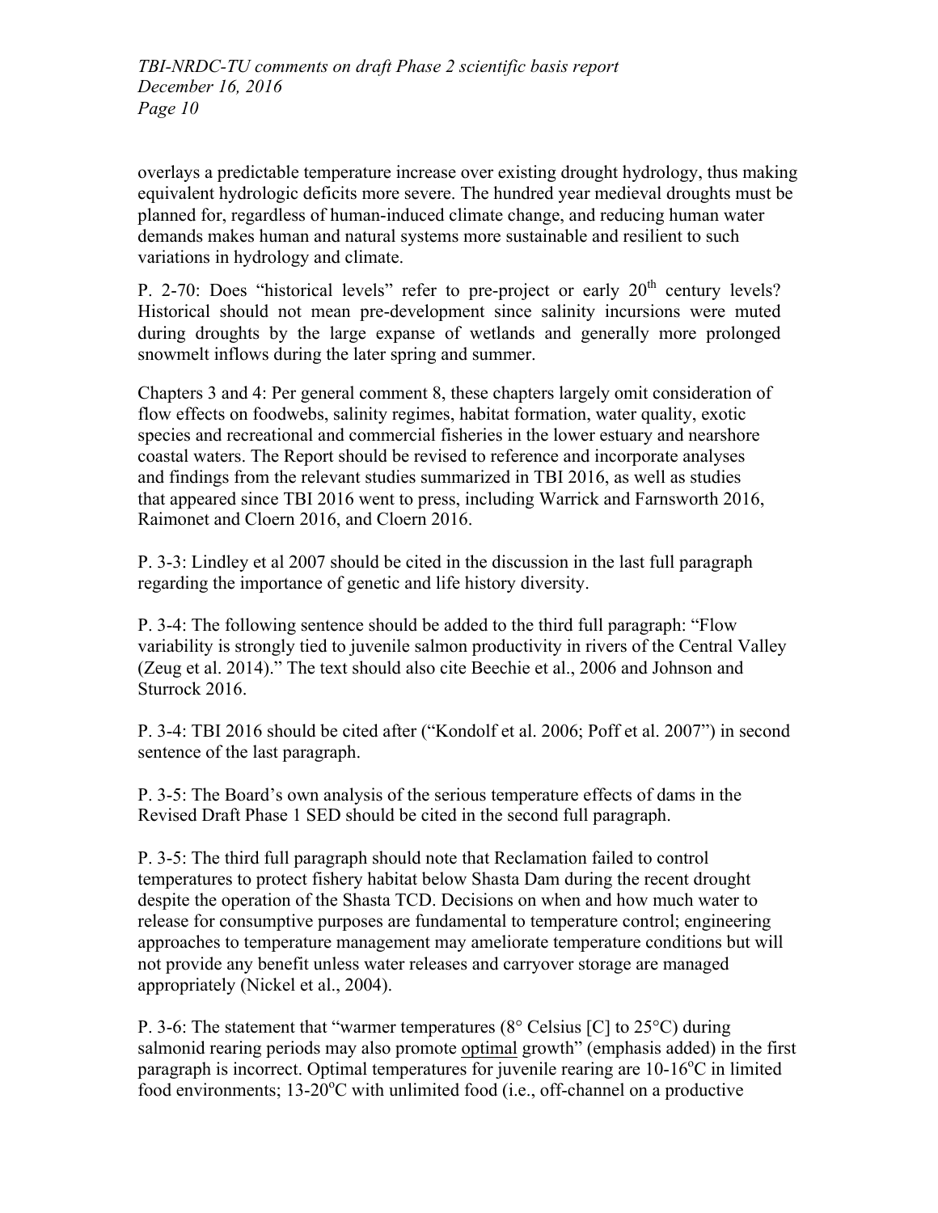overlays a predictable temperature increase over existing drought hydrology, thus making equivalent hydrologic deficits more severe. The hundred year medieval droughts must be planned for, regardless of human-induced climate change, and reducing human water demands makes human and natural systems more sustainable and resilient to such variations in hydrology and climate.

P. 2-70: Does "historical levels" refer to pre-project or early 20th century levels? Historical should not mean pre-development since salinity incursions were muted during droughts by the large expanse of wetlands and generally more prolonged snowmelt inflows during the later spring and summer.

Chapters 3 and 4: Per general comment 8, these chapters largely omit consideration of flow effects on foodwebs, salinity regimes, habitat formation, water quality, exotic species and recreational and commercial fisheries in the lower estuary and nearshore coastal waters. The Report should be revised to reference and incorporate analyses and findings from the relevant studies summarized in TBI 2016, as well as studies that appeared since TBI 2016 went to press, including Warrick and Farnsworth 2016, Raimonet and Cloern 2016, and Cloern 2016.

P. 3-3: Lindley et al 2007 should be cited in the discussion in the last full paragraph regarding the importance of genetic and life history diversity.

P. 3-4: The following sentence should be added to the third full paragraph: "Flow variability is strongly tied to juvenile salmon productivity in rivers of the Central Valley (Zeug et al. 2014)." The text should also cite Beechie et al., 2006 and Johnson and Sturrock 2016.

P. 3-4: TBI 2016 should be cited after ("Kondolf et al. 2006; Poff et al. 2007") in second sentence of the last paragraph.

P. 3-5: The Board's own analysis of the serious temperature effects of dams in the Revised Draft Phase 1 SED should be cited in the second full paragraph.

P. 3-5: The third full paragraph should note that Reclamation failed to control temperatures to protect fishery habitat below Shasta Dam during the recent drought despite the operation of the Shasta TCD. Decisions on when and how much water to release for consumptive purposes are fundamental to temperature control; engineering approaches to temperature management may ameliorate temperature conditions but will not provide any benefit unless water releases and carryover storage are managed appropriately (Nickel et al., 2004).

P. 3-6: The statement that "warmer temperatures (8° Celsius [C] to 25°C) during salmonid rearing periods may also promote <u>optimal</u> growth" (emphasis added) in the first paragraph is incorrect. Optimal temperatures for juvenile rearing are 10-16°C in limited food environments; 13-20°C with unlimited food (i.e., off-channel on a productive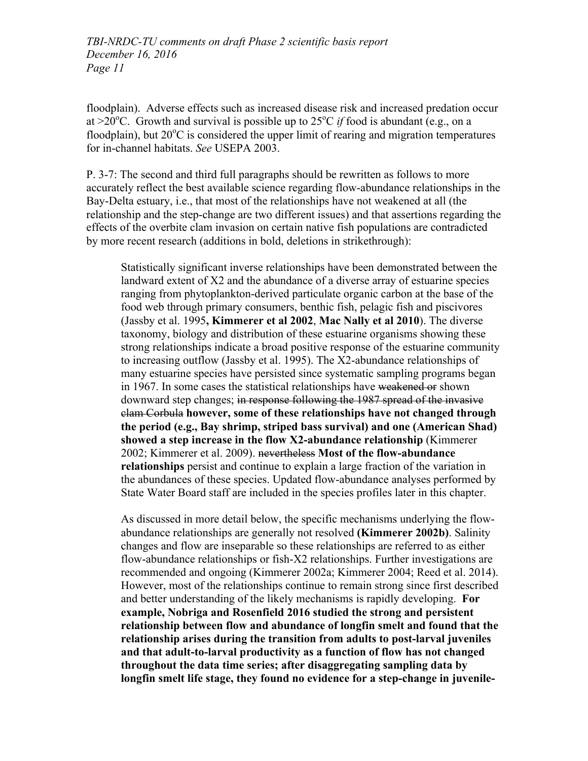floodplain). Adverse effects such as increased disease risk and increased predation occur at >20$^{o}$C. Growth and survival is possible up to 25$^{o}$C *if* food is abundant (e.g., on a floodplain), but 20$^{o}$C is considered the upper limit of rearing and migration temperatures for in-channel habitats. *See* USEPA 2003.

P. 3-7: The second and third full paragraphs should be rewritten as follows to more accurately reflect the best available science regarding flow-abundance relationships in the Bay-Delta estuary, i.e., that most of the relationships have not weakened at all (the relationship and the step-change are two different issues) and that assertions regarding the effects of the overbite clam invasion on certain native fish populations are contradicted by more recent research (additions in bold, deletions in strikethrough):

> Statistically significant inverse relationships have been demonstrated between the landward extent of X2 and the abundance of a diverse array of estuarine species ranging from phytoplankton-derived particulate organic carbon at the base of the food web through primary consumers, benthic fish, pelagic fish and piscivores (Jassby et al. 1995**, Kimmerer et al 2002**, **Mac Nally et al 2010**). The diverse taxonomy, biology and distribution of these estuarine organisms showing these strong relationships indicate a broad positive response of the estuarine community to increasing outflow (Jassby et al. 1995). The X2-abundance relationships of many estuarine species have persisted since systematic sampling programs began in 1967. In some cases the statistical relationships have ~~weakened or~~ shown downward step changes; ~~in response following the 1987 spread of the invasive clam Corbula~~ **however, some of these relationships have not changed through the period (e.g., Bay shrimp, striped bass survival) and one (American Shad) showed a step increase in the flow X2-abundance relationship** (Kimmerer 2002; Kimmerer et al. 2009). ~~nevertheless~~ **Most of the flow-abundance relationships** persist and continue to explain a large fraction of the variation in the abundances of these species. Updated flow-abundance analyses performed by State Water Board staff are included in the species profiles later in this chapter.
>
> As discussed in more detail below, the specific mechanisms underlying the flow-abundance relationships are generally not resolved **(Kimmerer 2002b)**. Salinity changes and flow are inseparable so these relationships are referred to as either flow-abundance relationships or fish-X2 relationships. Further investigations are recommended and ongoing (Kimmerer 2002a; Kimmerer 2004; Reed et al. 2014). However, most of the relationships continue to remain strong since first described and better understanding of the likely mechanisms is rapidly developing. **For example, Nobriga and Rosenfield 2016 studied the strong and persistent relationship between flow and abundance of longfin smelt and found that the relationship arises during the transition from adults to post-larval juveniles and that adult-to-larval productivity as a function of flow has not changed throughout the data time series; after disaggregating sampling data by longfin smelt life stage, they found no evidence for a step-change in juvenile-**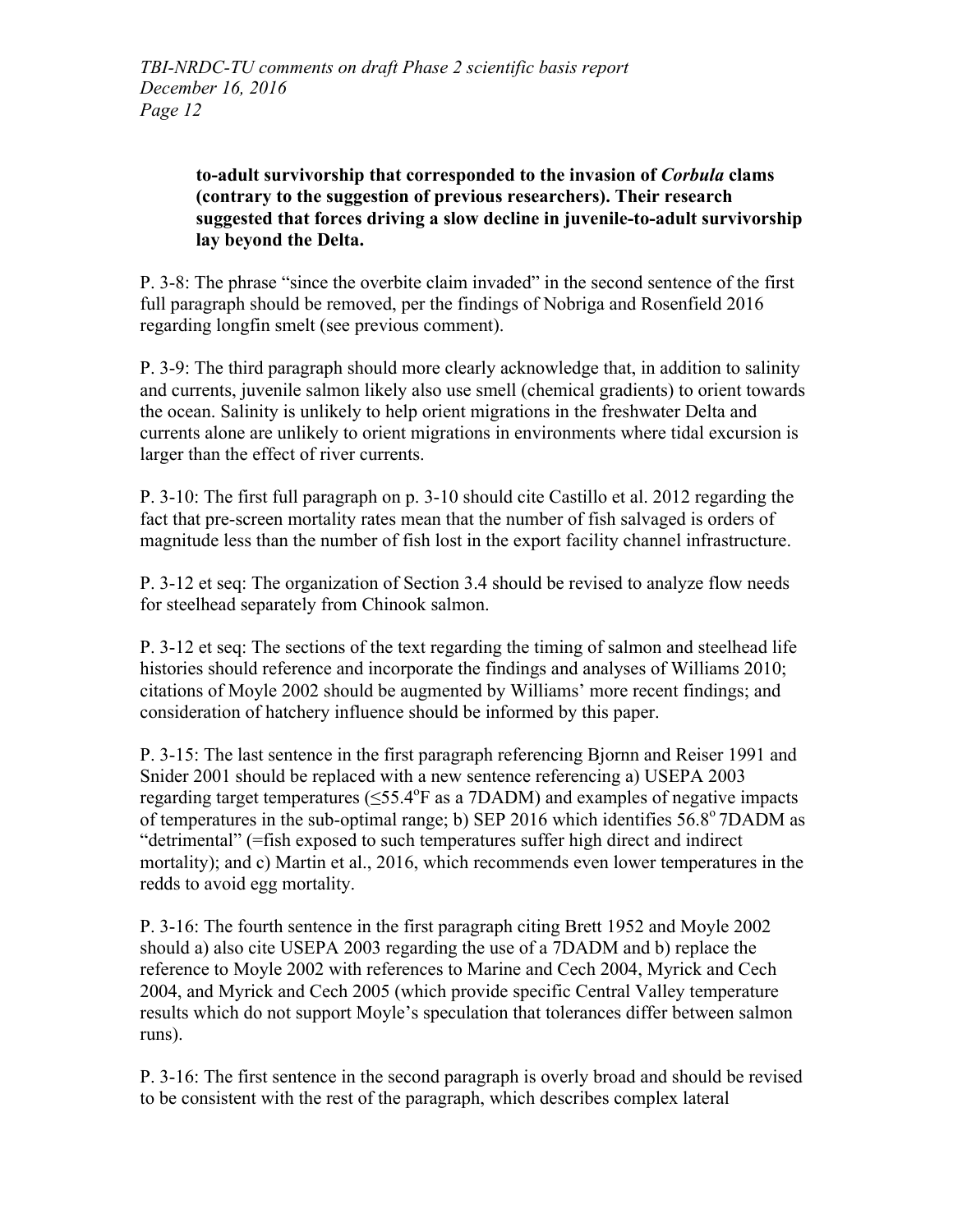**to-adult survivorship that corresponded to the invasion of *Corbula* clams (contrary to the suggestion of previous researchers). Their research suggested that forces driving a slow decline in juvenile-to-adult survivorship lay beyond the Delta.**

P. 3-8: The phrase "since the overbite claim invaded" in the second sentence of the first full paragraph should be removed, per the findings of Nobriga and Rosenfield 2016 regarding longfin smelt (see previous comment).

P. 3-9: The third paragraph should more clearly acknowledge that, in addition to salinity and currents, juvenile salmon likely also use smell (chemical gradients) to orient towards the ocean. Salinity is unlikely to help orient migrations in the freshwater Delta and currents alone are unlikely to orient migrations in environments where tidal excursion is larger than the effect of river currents.

P. 3-10: The first full paragraph on p. 3-10 should cite Castillo et al. 2012 regarding the fact that pre-screen mortality rates mean that the number of fish salvaged is orders of magnitude less than the number of fish lost in the export facility channel infrastructure.

P. 3-12 et seq: The organization of Section 3.4 should be revised to analyze flow needs for steelhead separately from Chinook salmon.

P. 3-12 et seq: The sections of the text regarding the timing of salmon and steelhead life histories should reference and incorporate the findings and analyses of Williams 2010; citations of Moyle 2002 should be augmented by Williams' more recent findings; and consideration of hatchery influence should be informed by this paper.

P. 3-15: The last sentence in the first paragraph referencing Bjornn and Reiser 1991 and Snider 2001 should be replaced with a new sentence referencing a) USEPA 2003 regarding target temperatures (≤55.4°F as a 7DADM) and examples of negative impacts of temperatures in the sub-optimal range; b) SEP 2016 which identifies 56.8° 7DADM as "detrimental" (=fish exposed to such temperatures suffer high direct and indirect mortality); and c) Martin et al., 2016, which recommends even lower temperatures in the redds to avoid egg mortality.

P. 3-16: The fourth sentence in the first paragraph citing Brett 1952 and Moyle 2002 should a) also cite USEPA 2003 regarding the use of a 7DADM and b) replace the reference to Moyle 2002 with references to Marine and Cech 2004, Myrick and Cech 2004, and Myrick and Cech 2005 (which provide specific Central Valley temperature results which do not support Moyle's speculation that tolerances differ between salmon runs).

P. 3-16: The first sentence in the second paragraph is overly broad and should be revised to be consistent with the rest of the paragraph, which describes complex lateral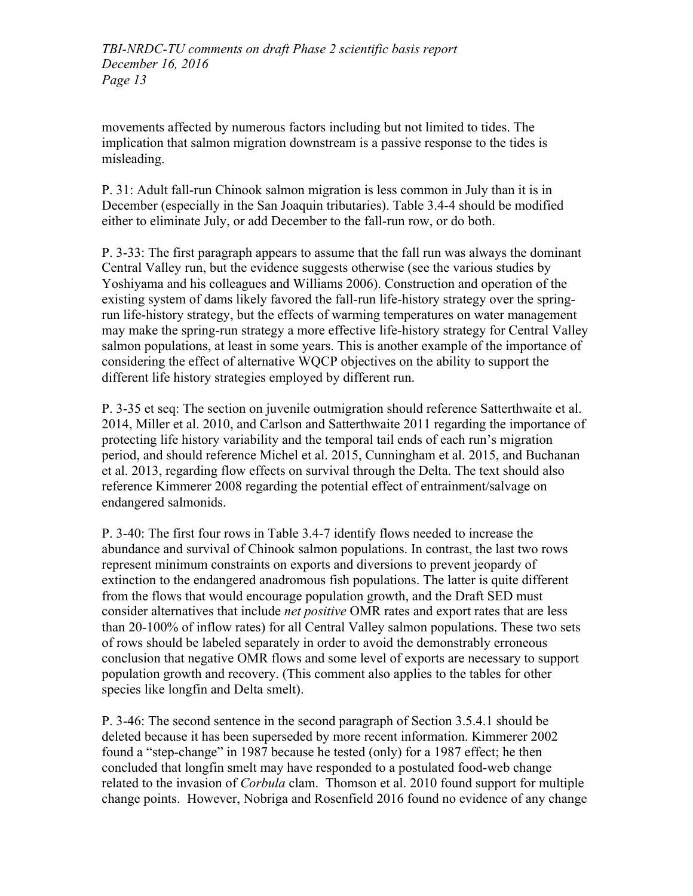movements affected by numerous factors including but not limited to tides. The implication that salmon migration downstream is a passive response to the tides is misleading.

P. 31: Adult fall-run Chinook salmon migration is less common in July than it is in December (especially in the San Joaquin tributaries). Table 3.4-4 should be modified either to eliminate July, or add December to the fall-run row, or do both.

P. 3-33: The first paragraph appears to assume that the fall run was always the dominant Central Valley run, but the evidence suggests otherwise (see the various studies by Yoshiyama and his colleagues and Williams 2006). Construction and operation of the existing system of dams likely favored the fall-run life-history strategy over the spring-run life-history strategy, but the effects of warming temperatures on water management may make the spring-run strategy a more effective life-history strategy for Central Valley salmon populations, at least in some years. This is another example of the importance of considering the effect of alternative WQCP objectives on the ability to support the different life history strategies employed by different run.

P. 3-35 et seq: The section on juvenile outmigration should reference Satterthwaite et al. 2014, Miller et al. 2010, and Carlson and Satterthwaite 2011 regarding the importance of protecting life history variability and the temporal tail ends of each run's migration period, and should reference Michel et al. 2015, Cunningham et al. 2015, and Buchanan et al. 2013, regarding flow effects on survival through the Delta. The text should also reference Kimmerer 2008 regarding the potential effect of entrainment/salvage on endangered salmonids.

P. 3-40: The first four rows in Table 3.4-7 identify flows needed to increase the abundance and survival of Chinook salmon populations. In contrast, the last two rows represent minimum constraints on exports and diversions to prevent jeopardy of extinction to the endangered anadromous fish populations. The latter is quite different from the flows that would encourage population growth, and the Draft SED must consider alternatives that include *net positive* OMR rates and export rates that are less than 20-100% of inflow rates) for all Central Valley salmon populations. These two sets of rows should be labeled separately in order to avoid the demonstrably erroneous conclusion that negative OMR flows and some level of exports are necessary to support population growth and recovery. (This comment also applies to the tables for other species like longfin and Delta smelt).

P. 3-46: The second sentence in the second paragraph of Section 3.5.4.1 should be deleted because it has been superseded by more recent information. Kimmerer 2002 found a "step-change" in 1987 because he tested (only) for a 1987 effect; he then concluded that longfin smelt may have responded to a postulated food-web change related to the invasion of *Corbula* clam. Thomson et al. 2010 found support for multiple change points. However, Nobriga and Rosenfield 2016 found no evidence of any change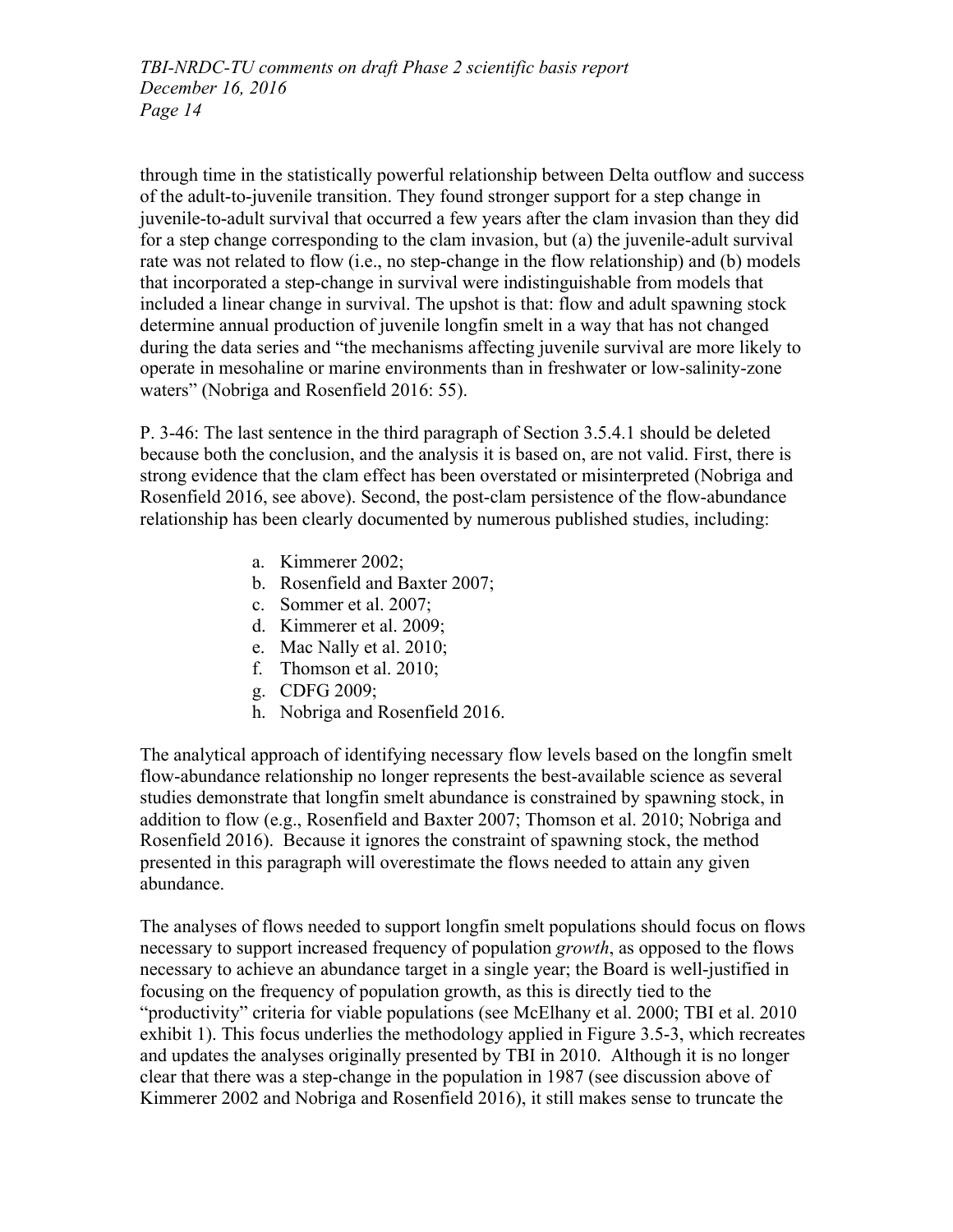through time in the statistically powerful relationship between Delta outflow and success of the adult-to-juvenile transition. They found stronger support for a step change in juvenile-to-adult survival that occurred a few years after the clam invasion than they did for a step change corresponding to the clam invasion, but (a) the juvenile-adult survival rate was not related to flow (i.e., no step-change in the flow relationship) and (b) models that incorporated a step-change in survival were indistinguishable from models that included a linear change in survival. The upshot is that: flow and adult spawning stock determine annual production of juvenile longfin smelt in a way that has not changed during the data series and "the mechanisms affecting juvenile survival are more likely to operate in mesohaline or marine environments than in freshwater or low-salinity-zone waters" (Nobriga and Rosenfield 2016: 55).

P. 3-46: The last sentence in the third paragraph of Section 3.5.4.1 should be deleted because both the conclusion, and the analysis it is based on, are not valid. First, there is strong evidence that the clam effect has been overstated or misinterpreted (Nobriga and Rosenfield 2016, see above). Second, the post-clam persistence of the flow-abundance relationship has been clearly documented by numerous published studies, including:

a. Kimmerer 2002;
b. Rosenfield and Baxter 2007;
c. Sommer et al. 2007;
d. Kimmerer et al. 2009;
e. Mac Nally et al. 2010;
f. Thomson et al. 2010;
g. CDFG 2009;
h. Nobriga and Rosenfield 2016.

The analytical approach of identifying necessary flow levels based on the longfin smelt flow-abundance relationship no longer represents the best-available science as several studies demonstrate that longfin smelt abundance is constrained by spawning stock, in addition to flow (e.g., Rosenfield and Baxter 2007; Thomson et al. 2010; Nobriga and Rosenfield 2016). Because it ignores the constraint of spawning stock, the method presented in this paragraph will overestimate the flows needed to attain any given abundance.

The analyses of flows needed to support longfin smelt populations should focus on flows necessary to support increased frequency of population *growth*, as opposed to the flows necessary to achieve an abundance target in a single year; the Board is well-justified in focusing on the frequency of population growth, as this is directly tied to the "productivity" criteria for viable populations (see McElhany et al. 2000; TBI et al. 2010 exhibit 1). This focus underlies the methodology applied in Figure 3.5-3, which recreates and updates the analyses originally presented by TBI in 2010. Although it is no longer clear that there was a step-change in the population in 1987 (see discussion above of Kimmerer 2002 and Nobriga and Rosenfield 2016), it still makes sense to truncate the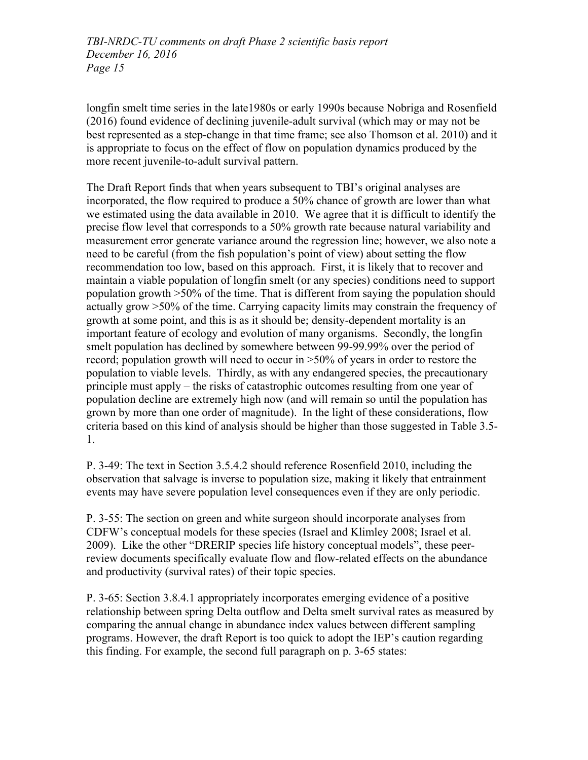longfin smelt time series in the late1980s or early 1990s because Nobriga and Rosenfield (2016) found evidence of declining juvenile-adult survival (which may or may not be best represented as a step-change in that time frame; see also Thomson et al. 2010) and it is appropriate to focus on the effect of flow on population dynamics produced by the more recent juvenile-to-adult survival pattern.

The Draft Report finds that when years subsequent to TBI's original analyses are incorporated, the flow required to produce a 50% chance of growth are lower than what we estimated using the data available in 2010. We agree that it is difficult to identify the precise flow level that corresponds to a 50% growth rate because natural variability and measurement error generate variance around the regression line; however, we also note a need to be careful (from the fish population's point of view) about setting the flow recommendation too low, based on this approach. First, it is likely that to recover and maintain a viable population of longfin smelt (or any species) conditions need to support population growth >50% of the time. That is different from saying the population should actually grow >50% of the time. Carrying capacity limits may constrain the frequency of growth at some point, and this is as it should be; density-dependent mortality is an important feature of ecology and evolution of many organisms. Secondly, the longfin smelt population has declined by somewhere between 99-99.99% over the period of record; population growth will need to occur in >50% of years in order to restore the population to viable levels. Thirdly, as with any endangered species, the precautionary principle must apply – the risks of catastrophic outcomes resulting from one year of population decline are extremely high now (and will remain so until the population has grown by more than one order of magnitude). In the light of these considerations, flow criteria based on this kind of analysis should be higher than those suggested in Table 3.5-1.

P. 3-49: The text in Section 3.5.4.2 should reference Rosenfield 2010, including the observation that salvage is inverse to population size, making it likely that entrainment events may have severe population level consequences even if they are only periodic.

P. 3-55: The section on green and white surgeon should incorporate analyses from CDFW's conceptual models for these species (Israel and Klimley 2008; Israel et al. 2009). Like the other "DRERIP species life history conceptual models", these peer-review documents specifically evaluate flow and flow-related effects on the abundance and productivity (survival rates) of their topic species.

P. 3-65: Section 3.8.4.1 appropriately incorporates emerging evidence of a positive relationship between spring Delta outflow and Delta smelt survival rates as measured by comparing the annual change in abundance index values between different sampling programs. However, the draft Report is too quick to adopt the IEP's caution regarding this finding. For example, the second full paragraph on p. 3-65 states: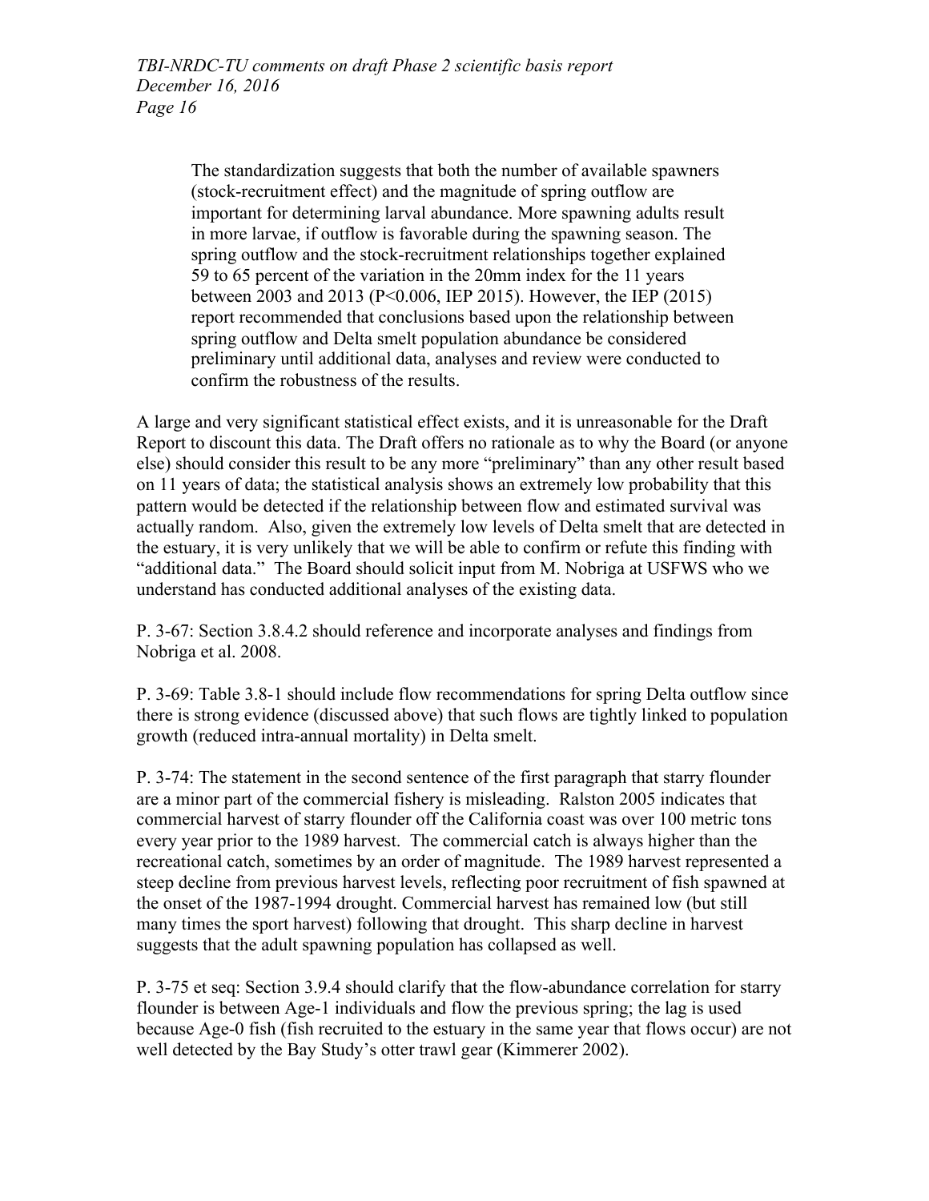> The standardization suggests that both the number of available spawners (stock-recruitment effect) and the magnitude of spring outflow are important for determining larval abundance. More spawning adults result in more larvae, if outflow is favorable during the spawning season. The spring outflow and the stock-recruitment relationships together explained 59 to 65 percent of the variation in the 20mm index for the 11 years between 2003 and 2013 ($P<0.006$, IEP 2015). However, the IEP (2015) report recommended that conclusions based upon the relationship between spring outflow and Delta smelt population abundance be considered preliminary until additional data, analyses and review were conducted to confirm the robustness of the results.

A large and very significant statistical effect exists, and it is unreasonable for the Draft Report to discount this data. The Draft offers no rationale as to why the Board (or anyone else) should consider this result to be any more "preliminary" than any other result based on 11 years of data; the statistical analysis shows an extremely low probability that this pattern would be detected if the relationship between flow and estimated survival was actually random. Also, given the extremely low levels of Delta smelt that are detected in the estuary, it is very unlikely that we will be able to confirm or refute this finding with "additional data." The Board should solicit input from M. Nobriga at USFWS who we understand has conducted additional analyses of the existing data.

P. 3-67: Section 3.8.4.2 should reference and incorporate analyses and findings from Nobriga et al. 2008.

P. 3-69: Table 3.8-1 should include flow recommendations for spring Delta outflow since there is strong evidence (discussed above) that such flows are tightly linked to population growth (reduced intra-annual mortality) in Delta smelt.

P. 3-74: The statement in the second sentence of the first paragraph that starry flounder are a minor part of the commercial fishery is misleading. Ralston 2005 indicates that commercial harvest of starry flounder off the California coast was over 100 metric tons every year prior to the 1989 harvest. The commercial catch is always higher than the recreational catch, sometimes by an order of magnitude. The 1989 harvest represented a steep decline from previous harvest levels, reflecting poor recruitment of fish spawned at the onset of the 1987-1994 drought. Commercial harvest has remained low (but still many times the sport harvest) following that drought. This sharp decline in harvest suggests that the adult spawning population has collapsed as well.

P. 3-75 et seq: Section 3.9.4 should clarify that the flow-abundance correlation for starry flounder is between Age-1 individuals and flow the previous spring; the lag is used because Age-0 fish (fish recruited to the estuary in the same year that flows occur) are not well detected by the Bay Study's otter trawl gear (Kimmerer 2002).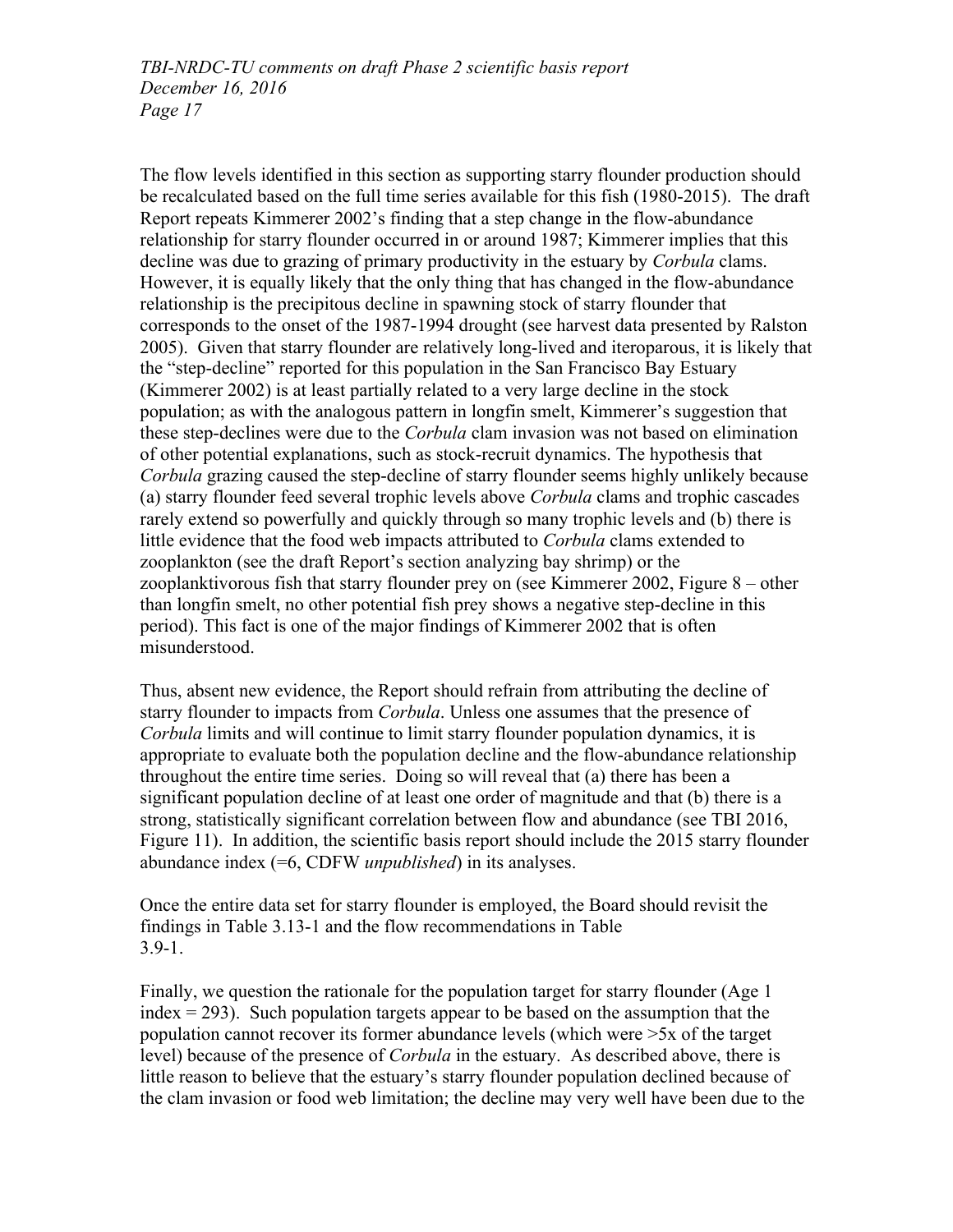The flow levels identified in this section as supporting starry flounder production should be recalculated based on the full time series available for this fish (1980-2015). The draft Report repeats Kimmerer 2002's finding that a step change in the flow-abundance relationship for starry flounder occurred in or around 1987; Kimmerer implies that this decline was due to grazing of primary productivity in the estuary by *Corbula* clams. However, it is equally likely that the only thing that has changed in the flow-abundance relationship is the precipitous decline in spawning stock of starry flounder that corresponds to the onset of the 1987-1994 drought (see harvest data presented by Ralston 2005). Given that starry flounder are relatively long-lived and iteroparous, it is likely that the "step-decline" reported for this population in the San Francisco Bay Estuary (Kimmerer 2002) is at least partially related to a very large decline in the stock population; as with the analogous pattern in longfin smelt, Kimmerer's suggestion that these step-declines were due to the *Corbula* clam invasion was not based on elimination of other potential explanations, such as stock-recruit dynamics. The hypothesis that *Corbula* grazing caused the step-decline of starry flounder seems highly unlikely because (a) starry flounder feed several trophic levels above *Corbula* clams and trophic cascades rarely extend so powerfully and quickly through so many trophic levels and (b) there is little evidence that the food web impacts attributed to *Corbula* clams extended to zooplankton (see the draft Report's section analyzing bay shrimp) or the zooplanktivorous fish that starry flounder prey on (see Kimmerer 2002, Figure 8 – other than longfin smelt, no other potential fish prey shows a negative step-decline in this period). This fact is one of the major findings of Kimmerer 2002 that is often misunderstood.

Thus, absent new evidence, the Report should refrain from attributing the decline of starry flounder to impacts from *Corbula*. Unless one assumes that the presence of *Corbula* limits and will continue to limit starry flounder population dynamics, it is appropriate to evaluate both the population decline and the flow-abundance relationship throughout the entire time series. Doing so will reveal that (a) there has been a significant population decline of at least one order of magnitude and that (b) there is a strong, statistically significant correlation between flow and abundance (see TBI 2016, Figure 11). In addition, the scientific basis report should include the 2015 starry flounder abundance index (=6, CDFW *unpublished*) in its analyses.

Once the entire data set for starry flounder is employed, the Board should revisit the findings in Table 3.13-1 and the flow recommendations in Table 3.9-1.

Finally, we question the rationale for the population target for starry flounder (Age 1 index = 293). Such population targets appear to be based on the assumption that the population cannot recover its former abundance levels (which were >5x of the target level) because of the presence of *Corbula* in the estuary. As described above, there is little reason to believe that the estuary's starry flounder population declined because of the clam invasion or food web limitation; the decline may very well have been due to the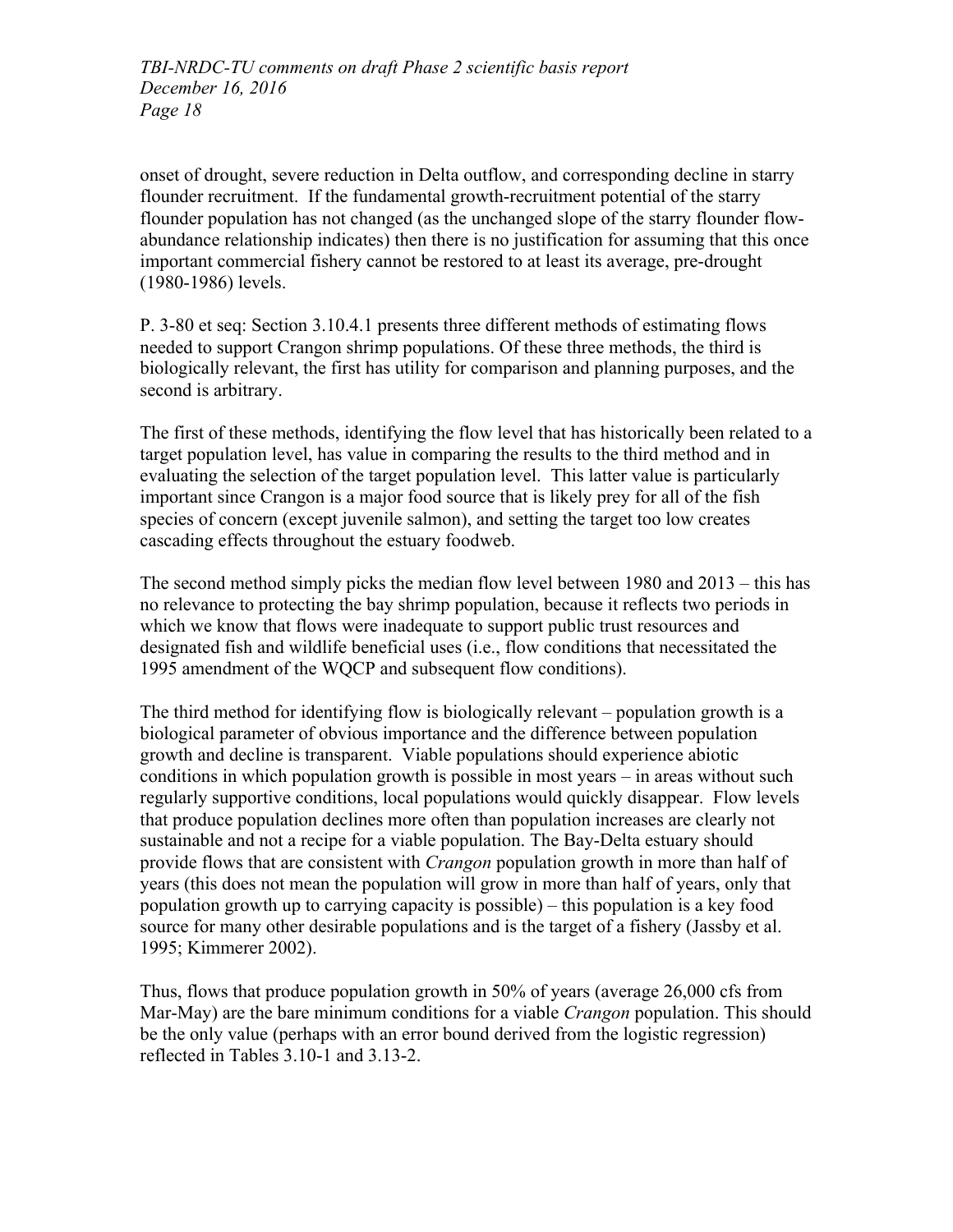onset of drought, severe reduction in Delta outflow, and corresponding decline in starry flounder recruitment. If the fundamental growth-recruitment potential of the starry flounder population has not changed (as the unchanged slope of the starry flounder flow-abundance relationship indicates) then there is no justification for assuming that this once important commercial fishery cannot be restored to at least its average, pre-drought (1980-1986) levels.

P. 3-80 et seq: Section 3.10.4.1 presents three different methods of estimating flows needed to support Crangon shrimp populations. Of these three methods, the third is biologically relevant, the first has utility for comparison and planning purposes, and the second is arbitrary.

The first of these methods, identifying the flow level that has historically been related to a target population level, has value in comparing the results to the third method and in evaluating the selection of the target population level. This latter value is particularly important since Crangon is a major food source that is likely prey for all of the fish species of concern (except juvenile salmon), and setting the target too low creates cascading effects throughout the estuary foodweb.

The second method simply picks the median flow level between 1980 and 2013 – this has no relevance to protecting the bay shrimp population, because it reflects two periods in which we know that flows were inadequate to support public trust resources and designated fish and wildlife beneficial uses (i.e., flow conditions that necessitated the 1995 amendment of the WQCP and subsequent flow conditions).

The third method for identifying flow is biologically relevant – population growth is a biological parameter of obvious importance and the difference between population growth and decline is transparent. Viable populations should experience abiotic conditions in which population growth is possible in most years – in areas without such regularly supportive conditions, local populations would quickly disappear. Flow levels that produce population declines more often than population increases are clearly not sustainable and not a recipe for a viable population. The Bay-Delta estuary should provide flows that are consistent with *Crangon* population growth in more than half of years (this does not mean the population will grow in more than half of years, only that population growth up to carrying capacity is possible) – this population is a key food source for many other desirable populations and is the target of a fishery (Jassby et al. 1995; Kimmerer 2002).

Thus, flows that produce population growth in 50% of years (average 26,000 cfs from Mar-May) are the bare minimum conditions for a viable *Crangon* population. This should be the only value (perhaps with an error bound derived from the logistic regression) reflected in Tables 3.10-1 and 3.13-2.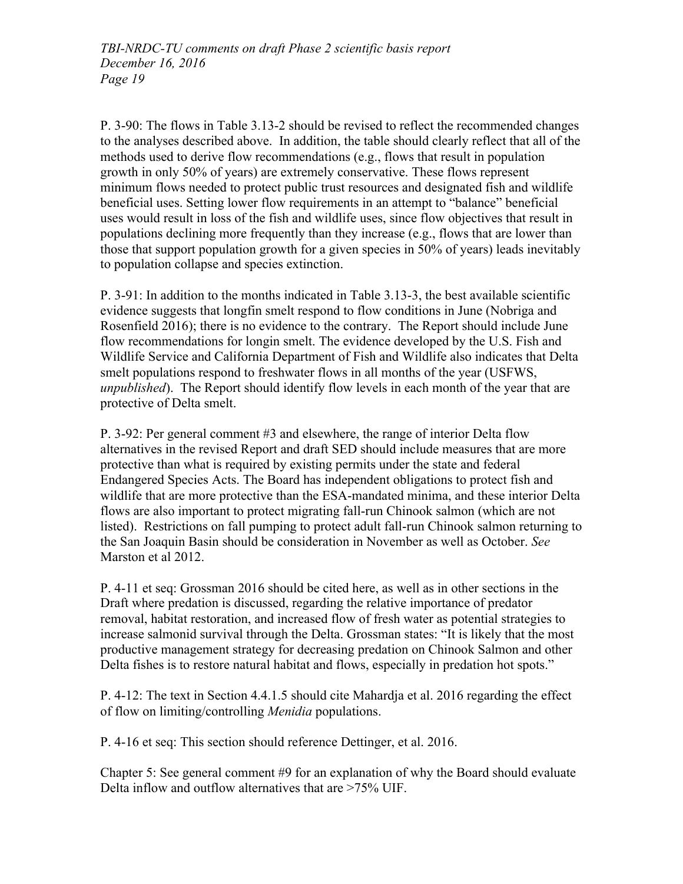P. 3-90: The flows in Table 3.13-2 should be revised to reflect the recommended changes to the analyses described above. In addition, the table should clearly reflect that all of the methods used to derive flow recommendations (e.g., flows that result in population growth in only 50% of years) are extremely conservative. These flows represent minimum flows needed to protect public trust resources and designated fish and wildlife beneficial uses. Setting lower flow requirements in an attempt to "balance" beneficial uses would result in loss of the fish and wildlife uses, since flow objectives that result in populations declining more frequently than they increase (e.g., flows that are lower than those that support population growth for a given species in 50% of years) leads inevitably to population collapse and species extinction.

P. 3-91: In addition to the months indicated in Table 3.13-3, the best available scientific evidence suggests that longfin smelt respond to flow conditions in June (Nobriga and Rosenfield 2016); there is no evidence to the contrary. The Report should include June flow recommendations for longin smelt. The evidence developed by the U.S. Fish and Wildlife Service and California Department of Fish and Wildlife also indicates that Delta smelt populations respond to freshwater flows in all months of the year (USFWS, *unpublished*). The Report should identify flow levels in each month of the year that are protective of Delta smelt.

P. 3-92: Per general comment #3 and elsewhere, the range of interior Delta flow alternatives in the revised Report and draft SED should include measures that are more protective than what is required by existing permits under the state and federal Endangered Species Acts. The Board has independent obligations to protect fish and wildlife that are more protective than the ESA-mandated minima, and these interior Delta flows are also important to protect migrating fall-run Chinook salmon (which are not listed). Restrictions on fall pumping to protect adult fall-run Chinook salmon returning to the San Joaquin Basin should be consideration in November as well as October. *See* Marston et al 2012.

P. 4-11 et seq: Grossman 2016 should be cited here, as well as in other sections in the Draft where predation is discussed, regarding the relative importance of predator removal, habitat restoration, and increased flow of fresh water as potential strategies to increase salmonid survival through the Delta. Grossman states: "It is likely that the most productive management strategy for decreasing predation on Chinook Salmon and other Delta fishes is to restore natural habitat and flows, especially in predation hot spots."

P. 4-12: The text in Section 4.4.1.5 should cite Mahardja et al. 2016 regarding the effect of flow on limiting/controlling *Menidia* populations.

P. 4-16 et seq: This section should reference Dettinger, et al. 2016.

Chapter 5: See general comment #9 for an explanation of why the Board should evaluate Delta inflow and outflow alternatives that are >75% UIF.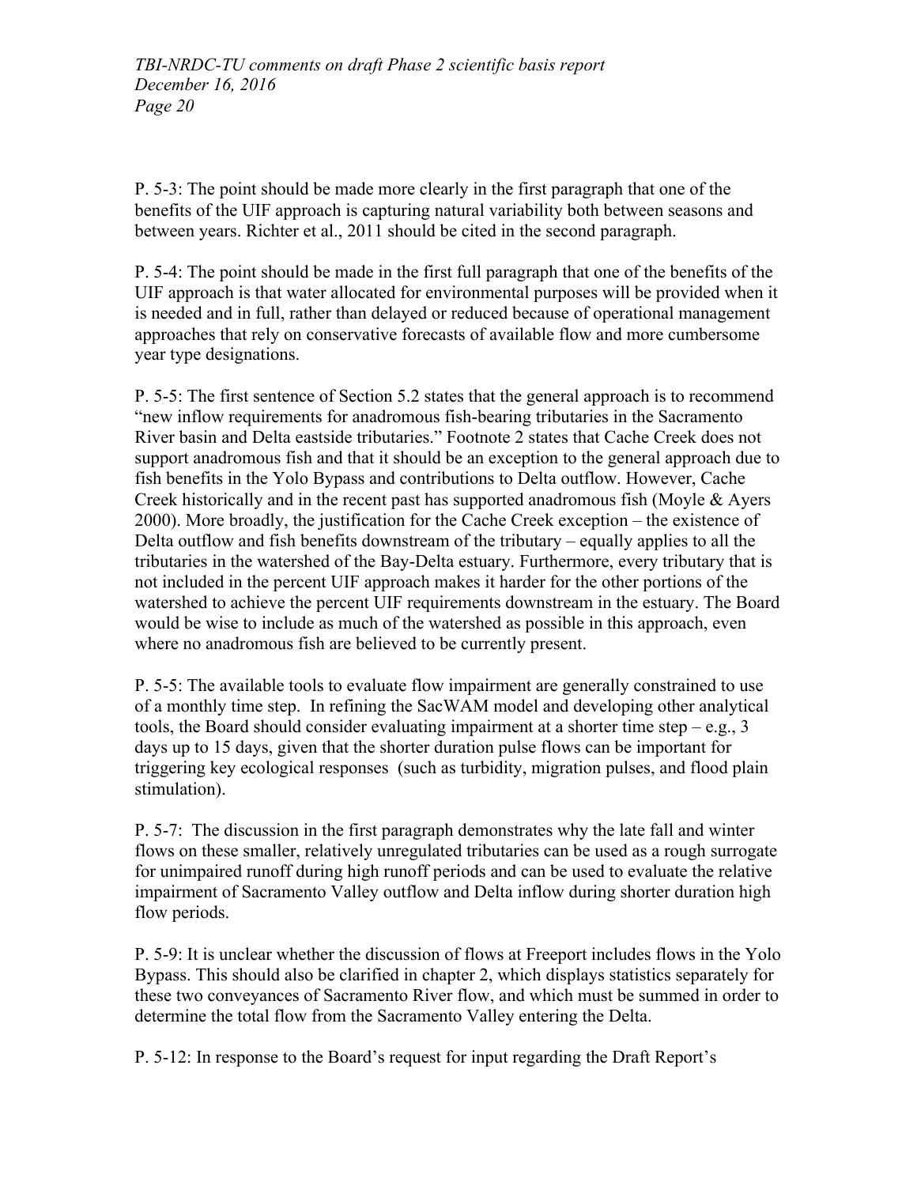P. 5-3: The point should be made more clearly in the first paragraph that one of the benefits of the UIF approach is capturing natural variability both between seasons and between years. Richter et al., 2011 should be cited in the second paragraph.

P. 5-4: The point should be made in the first full paragraph that one of the benefits of the UIF approach is that water allocated for environmental purposes will be provided when it is needed and in full, rather than delayed or reduced because of operational management approaches that rely on conservative forecasts of available flow and more cumbersome year type designations.

P. 5-5: The first sentence of Section 5.2 states that the general approach is to recommend "new inflow requirements for anadromous fish-bearing tributaries in the Sacramento River basin and Delta eastside tributaries." Footnote 2 states that Cache Creek does not support anadromous fish and that it should be an exception to the general approach due to fish benefits in the Yolo Bypass and contributions to Delta outflow. However, Cache Creek historically and in the recent past has supported anadromous fish (Moyle & Ayers 2000). More broadly, the justification for the Cache Creek exception – the existence of Delta outflow and fish benefits downstream of the tributary – equally applies to all the tributaries in the watershed of the Bay-Delta estuary. Furthermore, every tributary that is not included in the percent UIF approach makes it harder for the other portions of the watershed to achieve the percent UIF requirements downstream in the estuary. The Board would be wise to include as much of the watershed as possible in this approach, even where no anadromous fish are believed to be currently present.

P. 5-5: The available tools to evaluate flow impairment are generally constrained to use of a monthly time step. In refining the SacWAM model and developing other analytical tools, the Board should consider evaluating impairment at a shorter time step – e.g., 3 days up to 15 days, given that the shorter duration pulse flows can be important for triggering key ecological responses (such as turbidity, migration pulses, and flood plain stimulation).

P. 5-7: The discussion in the first paragraph demonstrates why the late fall and winter flows on these smaller, relatively unregulated tributaries can be used as a rough surrogate for unimpaired runoff during high runoff periods and can be used to evaluate the relative impairment of Sacramento Valley outflow and Delta inflow during shorter duration high flow periods.

P. 5-9: It is unclear whether the discussion of flows at Freeport includes flows in the Yolo Bypass. This should also be clarified in chapter 2, which displays statistics separately for these two conveyances of Sacramento River flow, and which must be summed in order to determine the total flow from the Sacramento Valley entering the Delta.

P. 5-12: In response to the Board's request for input regarding the Draft Report's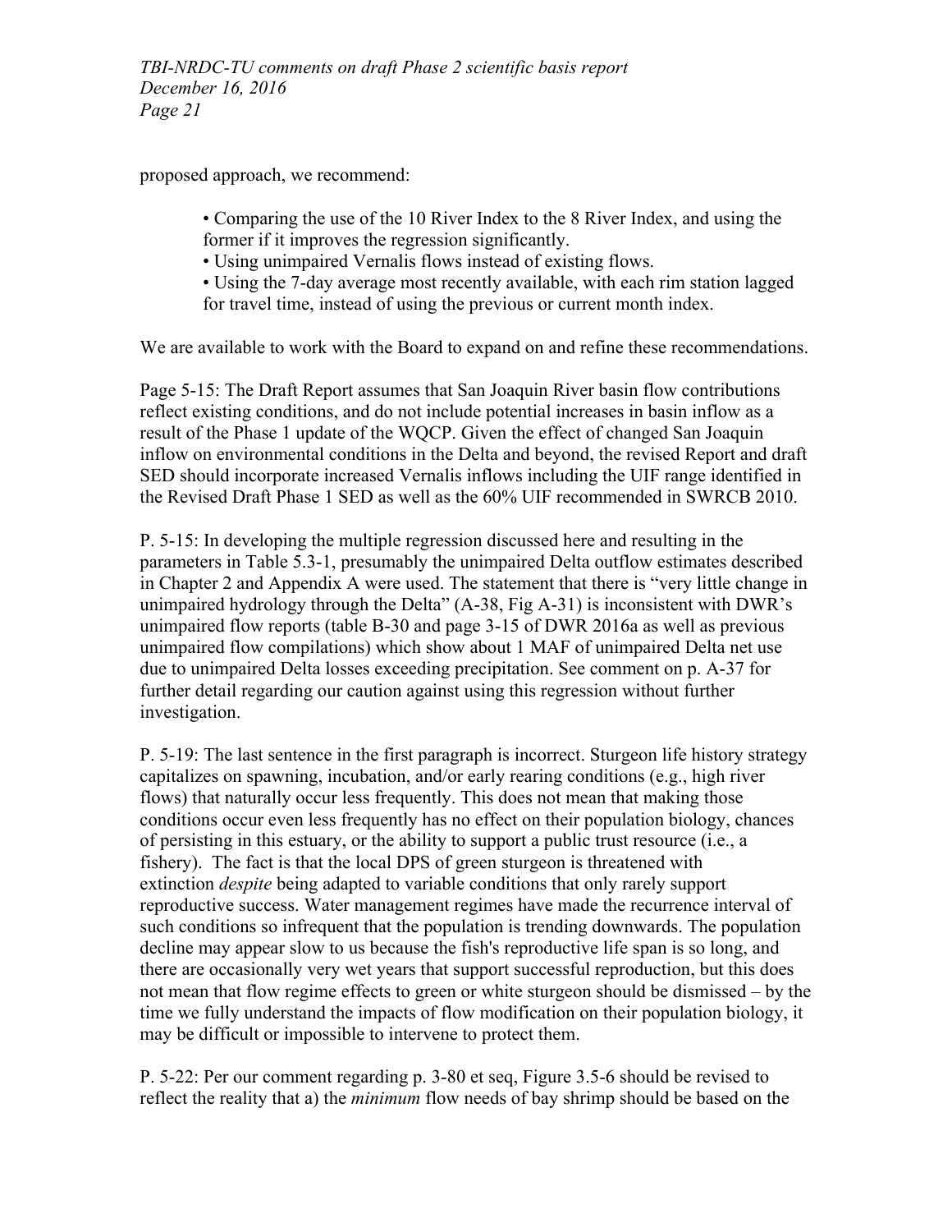proposed approach, we recommend:

- Comparing the use of the 10 River Index to the 8 River Index, and using the former if it improves the regression significantly.
- Using unimpaired Vernalis flows instead of existing flows.
- Using the 7-day average most recently available, with each rim station lagged for travel time, instead of using the previous or current month index.

We are available to work with the Board to expand on and refine these recommendations.

Page 5-15: The Draft Report assumes that San Joaquin River basin flow contributions reflect existing conditions, and do not include potential increases in basin inflow as a result of the Phase 1 update of the WQCP. Given the effect of changed San Joaquin inflow on environmental conditions in the Delta and beyond, the revised Report and draft SED should incorporate increased Vernalis inflows including the UIF range identified in the Revised Draft Phase 1 SED as well as the 60% UIF recommended in SWRCB 2010.

P. 5-15: In developing the multiple regression discussed here and resulting in the parameters in Table 5.3-1, presumably the unimpaired Delta outflow estimates described in Chapter 2 and Appendix A were used. The statement that there is "very little change in unimpaired hydrology through the Delta" (A-38, Fig A-31) is inconsistent with DWR's unimpaired flow reports (table B-30 and page 3-15 of DWR 2016a as well as previous unimpaired flow compilations) which show about 1 MAF of unimpaired Delta net use due to unimpaired Delta losses exceeding precipitation. See comment on p. A-37 for further detail regarding our caution against using this regression without further investigation.

P. 5-19: The last sentence in the first paragraph is incorrect. Sturgeon life history strategy capitalizes on spawning, incubation, and/or early rearing conditions (e.g., high river flows) that naturally occur less frequently. This does not mean that making those conditions occur even less frequently has no effect on their population biology, chances of persisting in this estuary, or the ability to support a public trust resource (i.e., a fishery). The fact is that the local DPS of green sturgeon is threatened with extinction *despite* being adapted to variable conditions that only rarely support reproductive success. Water management regimes have made the recurrence interval of such conditions so infrequent that the population is trending downwards. The population decline may appear slow to us because the fish's reproductive life span is so long, and there are occasionally very wet years that support successful reproduction, but this does not mean that flow regime effects to green or white sturgeon should be dismissed – by the time we fully understand the impacts of flow modification on their population biology, it may be difficult or impossible to intervene to protect them.

P. 5-22: Per our comment regarding p. 3-80 et seq, Figure 3.5-6 should be revised to reflect the reality that a) the *minimum* flow needs of bay shrimp should be based on the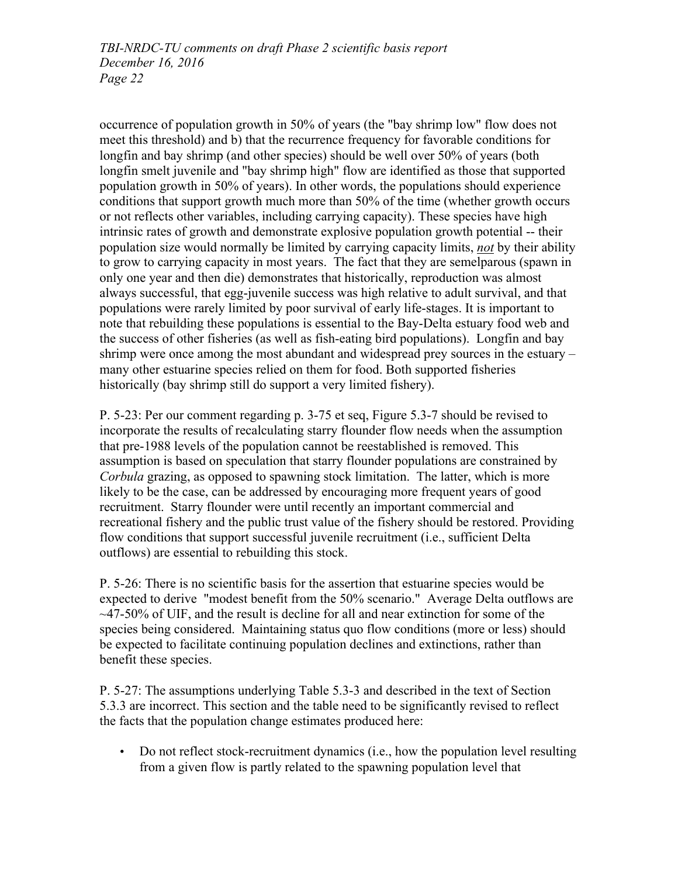occurrence of population growth in 50% of years (the "bay shrimp low" flow does not meet this threshold) and b) that the recurrence frequency for favorable conditions for longfin and bay shrimp (and other species) should be well over 50% of years (both longfin smelt juvenile and "bay shrimp high" flow are identified as those that supported population growth in 50% of years). In other words, the populations should experience conditions that support growth much more than 50% of the time (whether growth occurs or not reflects other variables, including carrying capacity). These species have high intrinsic rates of growth and demonstrate explosive population growth potential -- their population size would normally be limited by carrying capacity limits, _**not**_ by their ability to grow to carrying capacity in most years. The fact that they are semelparous (spawn in only one year and then die) demonstrates that historically, reproduction was almost always successful, that egg-juvenile success was high relative to adult survival, and that populations were rarely limited by poor survival of early life-stages. It is important to note that rebuilding these populations is essential to the Bay-Delta estuary food web and the success of other fisheries (as well as fish-eating bird populations). Longfin and bay shrimp were once among the most abundant and widespread prey sources in the estuary – many other estuarine species relied on them for food. Both supported fisheries historically (bay shrimp still do support a very limited fishery).

P. 5-23: Per our comment regarding p. 3-75 et seq, Figure 5.3-7 should be revised to incorporate the results of recalculating starry flounder flow needs when the assumption that pre-1988 levels of the population cannot be reestablished is removed. This assumption is based on speculation that starry flounder populations are constrained by *Corbula* grazing, as opposed to spawning stock limitation. The latter, which is more likely to be the case, can be addressed by encouraging more frequent years of good recruitment. Starry flounder were until recently an important commercial and recreational fishery and the public trust value of the fishery should be restored. Providing flow conditions that support successful juvenile recruitment (i.e., sufficient Delta outflows) are essential to rebuilding this stock.

P. 5-26: There is no scientific basis for the assertion that estuarine species would be expected to derive "modest benefit from the 50% scenario." Average Delta outflows are ~47-50% of UIF, and the result is decline for all and near extinction for some of the species being considered. Maintaining status quo flow conditions (more or less) should be expected to facilitate continuing population declines and extinctions, rather than benefit these species.

P. 5-27: The assumptions underlying Table 5.3-3 and described in the text of Section 5.3.3 are incorrect. This section and the table need to be significantly revised to reflect the facts that the population change estimates produced here:

- Do not reflect stock-recruitment dynamics (i.e., how the population level resulting from a given flow is partly related to the spawning population level that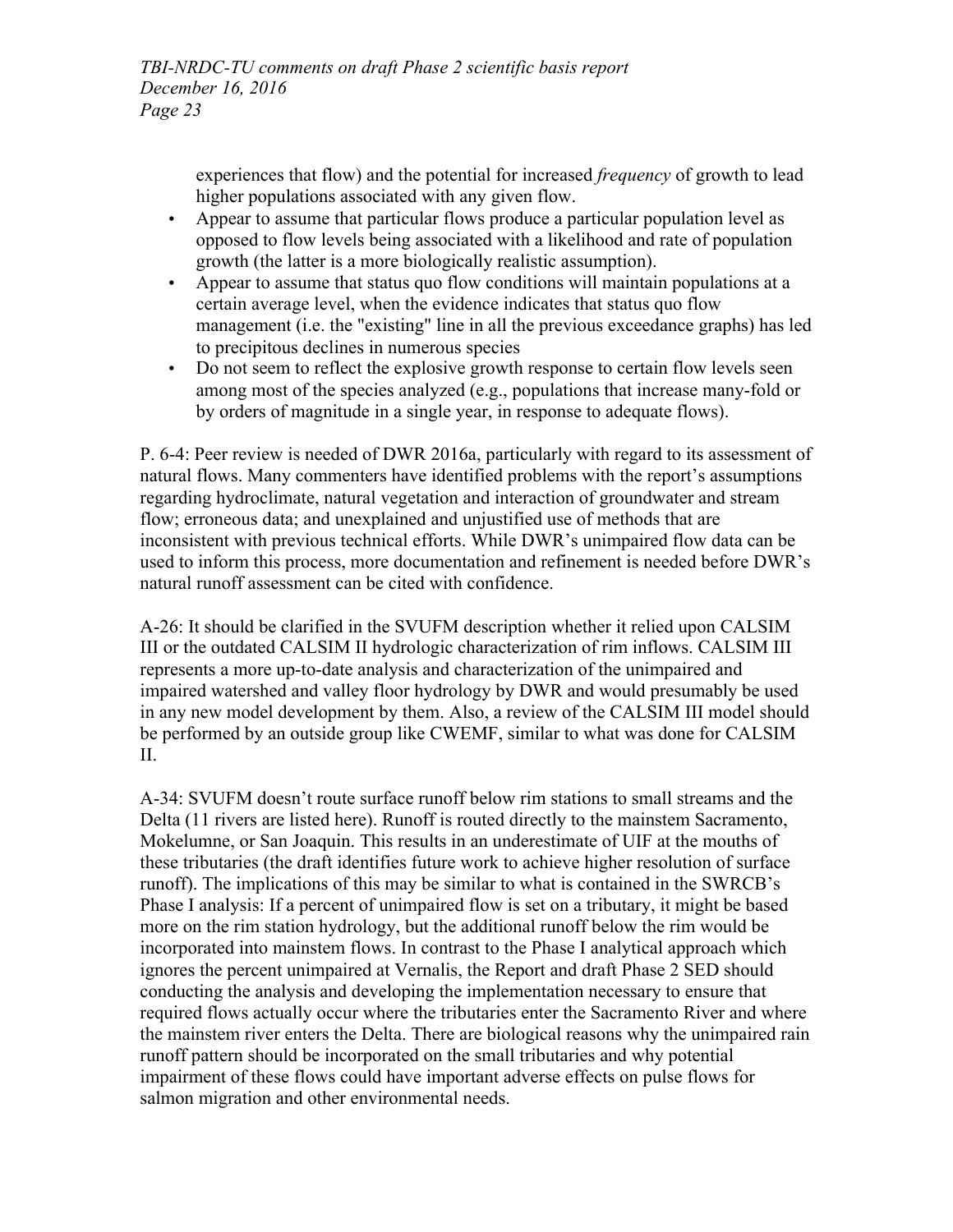experiences that flow) and the potential for increased *frequency* of growth to lead higher populations associated with any given flow.

- Appear to assume that particular flows produce a particular population level as opposed to flow levels being associated with a likelihood and rate of population growth (the latter is a more biologically realistic assumption).
- Appear to assume that status quo flow conditions will maintain populations at a certain average level, when the evidence indicates that status quo flow management (i.e. the "existing" line in all the previous exceedance graphs) has led to precipitous declines in numerous species
- Do not seem to reflect the explosive growth response to certain flow levels seen among most of the species analyzed (e.g., populations that increase many-fold or by orders of magnitude in a single year, in response to adequate flows).

P. 6-4: Peer review is needed of DWR 2016a, particularly with regard to its assessment of natural flows. Many commenters have identified problems with the report's assumptions regarding hydroclimate, natural vegetation and interaction of groundwater and stream flow; erroneous data; and unexplained and unjustified use of methods that are inconsistent with previous technical efforts. While DWR's unimpaired flow data can be used to inform this process, more documentation and refinement is needed before DWR's natural runoff assessment can be cited with confidence.

A-26: It should be clarified in the SVUFM description whether it relied upon CALSIM III or the outdated CALSIM II hydrologic characterization of rim inflows. CALSIM III represents a more up-to-date analysis and characterization of the unimpaired and impaired watershed and valley floor hydrology by DWR and would presumably be used in any new model development by them. Also, a review of the CALSIM III model should be performed by an outside group like CWEMF, similar to what was done for CALSIM II.

A-34: SVUFM doesn't route surface runoff below rim stations to small streams and the Delta (11 rivers are listed here). Runoff is routed directly to the mainstem Sacramento, Mokelumne, or San Joaquin. This results in an underestimate of UIF at the mouths of these tributaries (the draft identifies future work to achieve higher resolution of surface runoff). The implications of this may be similar to what is contained in the SWRCB's Phase I analysis: If a percent of unimpaired flow is set on a tributary, it might be based more on the rim station hydrology, but the additional runoff below the rim would be incorporated into mainstem flows. In contrast to the Phase I analytical approach which ignores the percent unimpaired at Vernalis, the Report and draft Phase 2 SED should conducting the analysis and developing the implementation necessary to ensure that required flows actually occur where the tributaries enter the Sacramento River and where the mainstem river enters the Delta. There are biological reasons why the unimpaired rain runoff pattern should be incorporated on the small tributaries and why potential impairment of these flows could have important adverse effects on pulse flows for salmon migration and other environmental needs.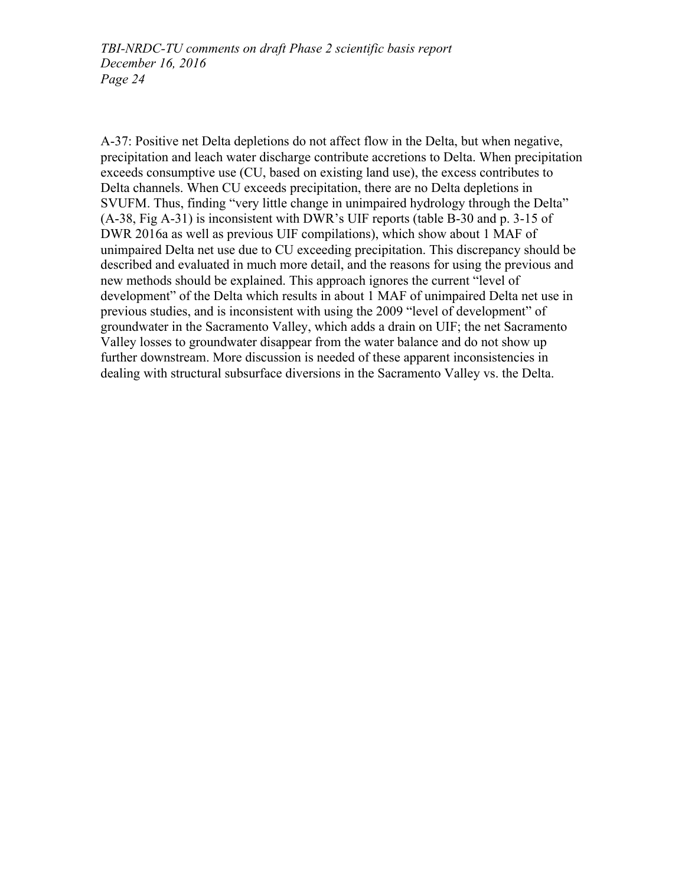A-37: Positive net Delta depletions do not affect flow in the Delta, but when negative, precipitation and leach water discharge contribute accretions to Delta. When precipitation exceeds consumptive use (CU, based on existing land use), the excess contributes to Delta channels. When CU exceeds precipitation, there are no Delta depletions in SVUFM. Thus, finding "very little change in unimpaired hydrology through the Delta" (A-38, Fig A-31) is inconsistent with DWR's UIF reports (table B-30 and p. 3-15 of DWR 2016a as well as previous UIF compilations), which show about 1 MAF of unimpaired Delta net use due to CU exceeding precipitation. This discrepancy should be described and evaluated in much more detail, and the reasons for using the previous and new methods should be explained. This approach ignores the current "level of development" of the Delta which results in about 1 MAF of unimpaired Delta net use in previous studies, and is inconsistent with using the 2009 "level of development" of groundwater in the Sacramento Valley, which adds a drain on UIF; the net Sacramento Valley losses to groundwater disappear from the water balance and do not show up further downstream. More discussion is needed of these apparent inconsistencies in dealing with structural subsurface diversions in the Sacramento Valley vs. the Delta.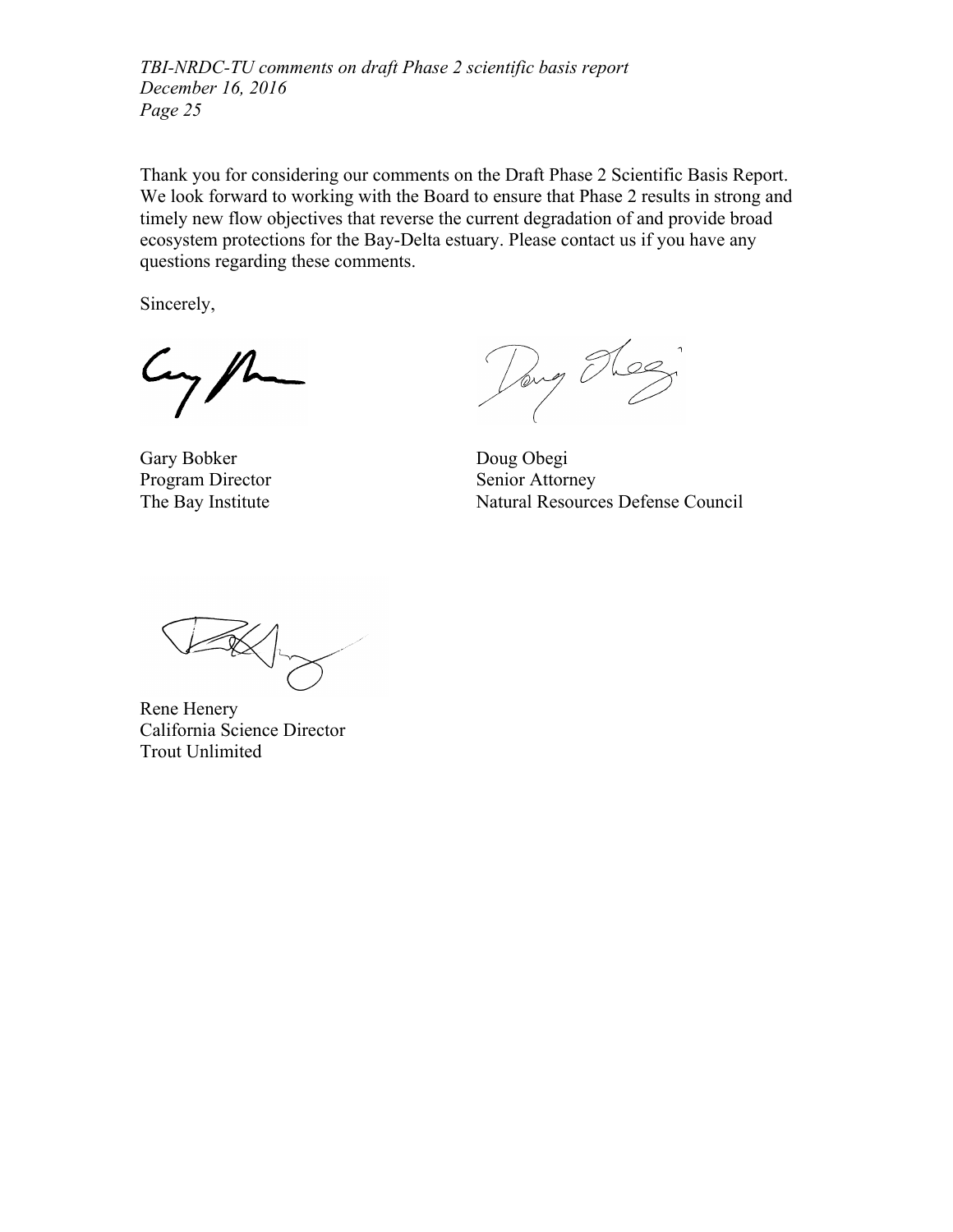Thank you for considering our comments on the Draft Phase 2 Scientific Basis Report. We look forward to working with the Board to ensure that Phase 2 results in strong and timely new flow objectives that reverse the current degradation of and provide broad ecosystem protections for the Bay-Delta estuary. Please contact us if you have any questions regarding these comments.

Sincerely,

Gary Bobker  
Program Director  
The Bay Institute

Doug Obegi  
Senior Attorney  
Natural Resources Defense Council

Rene Henery  
California Science Director  
Trout Unlimited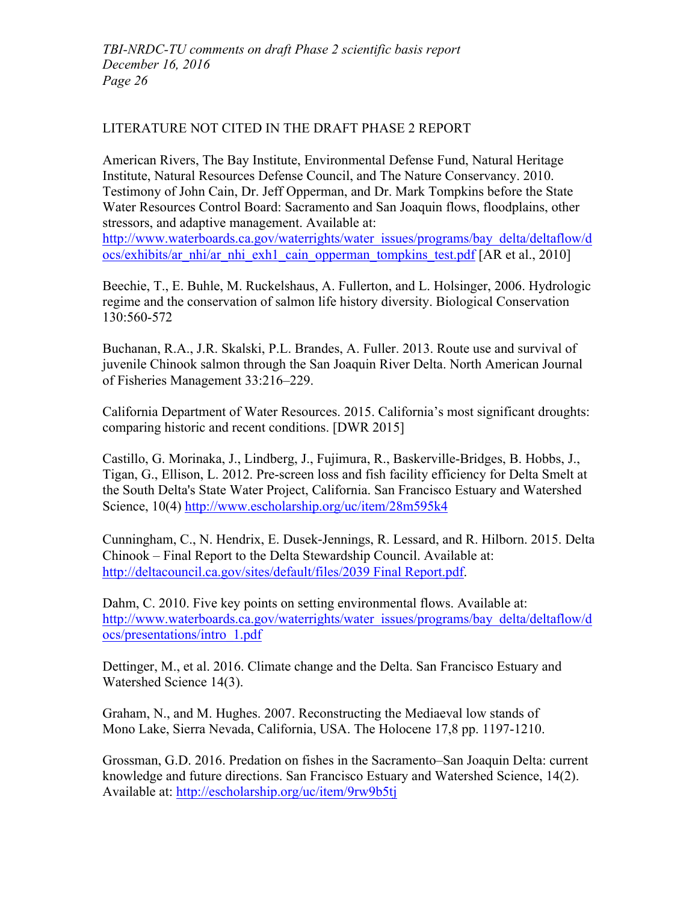## LITERATURE NOT CITED IN THE DRAFT PHASE 2 REPORT

American Rivers, The Bay Institute, Environmental Defense Fund, Natural Heritage Institute, Natural Resources Defense Council, and The Nature Conservancy. 2010. Testimony of John Cain, Dr. Jeff Opperman, and Dr. Mark Tompkins before the State Water Resources Control Board: Sacramento and San Joaquin flows, floodplains, other stressors, and adaptive management. Available at: http://www.waterboards.ca.gov/waterrights/water_issues/programs/bay_delta/deltaflow/docs/exhibits/ar_nhi/ar_nhi_exh1_cain_opperman_tompkins_test.pdf [AR et al., 2010]

Beechie, T., E. Buhle, M. Ruckelshaus, A. Fullerton, and L. Holsinger, 2006. Hydrologic regime and the conservation of salmon life history diversity. Biological Conservation 130:560-572

Buchanan, R.A., J.R. Skalski, P.L. Brandes, A. Fuller. 2013. Route use and survival of juvenile Chinook salmon through the San Joaquin River Delta. North American Journal of Fisheries Management 33:216–229.

California Department of Water Resources. 2015. California's most significant droughts: comparing historic and recent conditions. [DWR 2015]

Castillo, G. Morinaka, J., Lindberg, J., Fujimura, R., Baskerville-Bridges, B. Hobbs, J., Tigan, G., Ellison, L. 2012. Pre-screen loss and fish facility efficiency for Delta Smelt at the South Delta's State Water Project, California. San Francisco Estuary and Watershed Science, 10(4) http://www.escholarship.org/uc/item/28m595k4

Cunningham, C., N. Hendrix, E. Dusek-Jennings, R. Lessard, and R. Hilborn. 2015. Delta Chinook – Final Report to the Delta Stewardship Council. Available at: http://deltacouncil.ca.gov/sites/default/files/2039 Final Report.pdf.

Dahm, C. 2010. Five key points on setting environmental flows. Available at: http://www.waterboards.ca.gov/waterrights/water_issues/programs/bay_delta/deltaflow/docs/presentations/intro_1.pdf

Dettinger, M., et al. 2016. Climate change and the Delta. San Francisco Estuary and Watershed Science 14(3).

Graham, N., and M. Hughes. 2007. Reconstructing the Mediaeval low stands of Mono Lake, Sierra Nevada, California, USA. The Holocene 17,8 pp. 1197-1210.

Grossman, G.D. 2016. Predation on fishes in the Sacramento–San Joaquin Delta: current knowledge and future directions. San Francisco Estuary and Watershed Science, 14(2). Available at: http://escholarship.org/uc/item/9rw9b5tj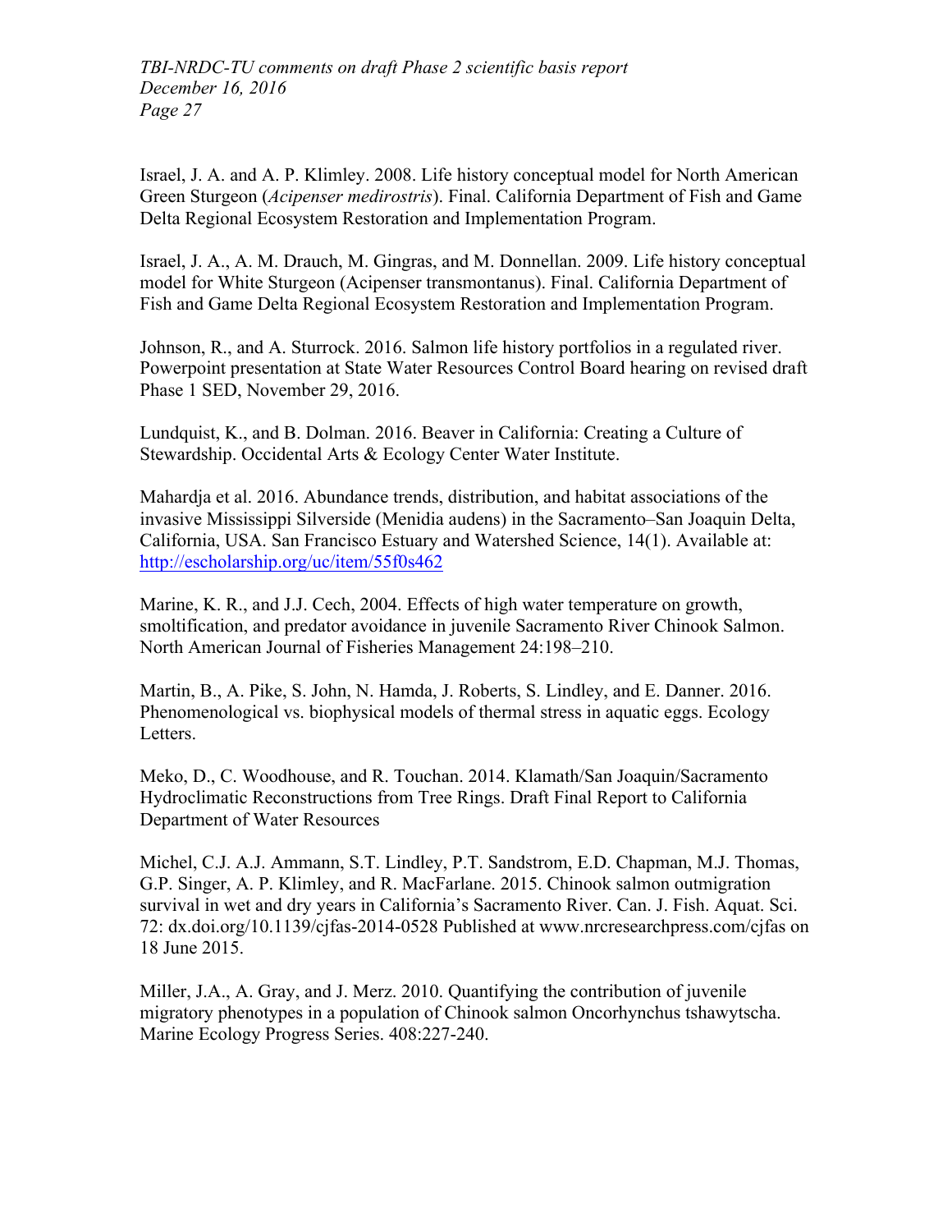Israel, J. A. and A. P. Klimley. 2008. Life history conceptual model for North American Green Sturgeon (*Acipenser medirostris*). Final. California Department of Fish and Game Delta Regional Ecosystem Restoration and Implementation Program.

Israel, J. A., A. M. Drauch, M. Gingras, and M. Donnellan. 2009. Life history conceptual model for White Sturgeon (Acipenser transmontanus). Final. California Department of Fish and Game Delta Regional Ecosystem Restoration and Implementation Program.

Johnson, R., and A. Sturrock. 2016. Salmon life history portfolios in a regulated river. Powerpoint presentation at State Water Resources Control Board hearing on revised draft Phase 1 SED, November 29, 2016.

Lundquist, K., and B. Dolman. 2016. Beaver in California: Creating a Culture of Stewardship. Occidental Arts & Ecology Center Water Institute.

Mahardja et al. 2016. Abundance trends, distribution, and habitat associations of the invasive Mississippi Silverside (Menidia audens) in the Sacramento–San Joaquin Delta, California, USA. San Francisco Estuary and Watershed Science, 14(1). Available at: http://escholarship.org/uc/item/55f0s462

Marine, K. R., and J.J. Cech, 2004. Effects of high water temperature on growth, smoltification, and predator avoidance in juvenile Sacramento River Chinook Salmon. North American Journal of Fisheries Management 24:198–210.

Martin, B., A. Pike, S. John, N. Hamda, J. Roberts, S. Lindley, and E. Danner. 2016. Phenomenological vs. biophysical models of thermal stress in aquatic eggs. Ecology Letters.

Meko, D., C. Woodhouse, and R. Touchan. 2014. Klamath/San Joaquin/Sacramento Hydroclimatic Reconstructions from Tree Rings. Draft Final Report to California Department of Water Resources

Michel, C.J. A.J. Ammann, S.T. Lindley, P.T. Sandstrom, E.D. Chapman, M.J. Thomas, G.P. Singer, A. P. Klimley, and R. MacFarlane. 2015. Chinook salmon outmigration survival in wet and dry years in California's Sacramento River. Can. J. Fish. Aquat. Sci. 72: dx.doi.org/10.1139/cjfas-2014-0528 Published at www.nrcresearchpress.com/cjfas on 18 June 2015.

Miller, J.A., A. Gray, and J. Merz. 2010. Quantifying the contribution of juvenile migratory phenotypes in a population of Chinook salmon Oncorhynchus tshawytscha. Marine Ecology Progress Series. 408:227-240.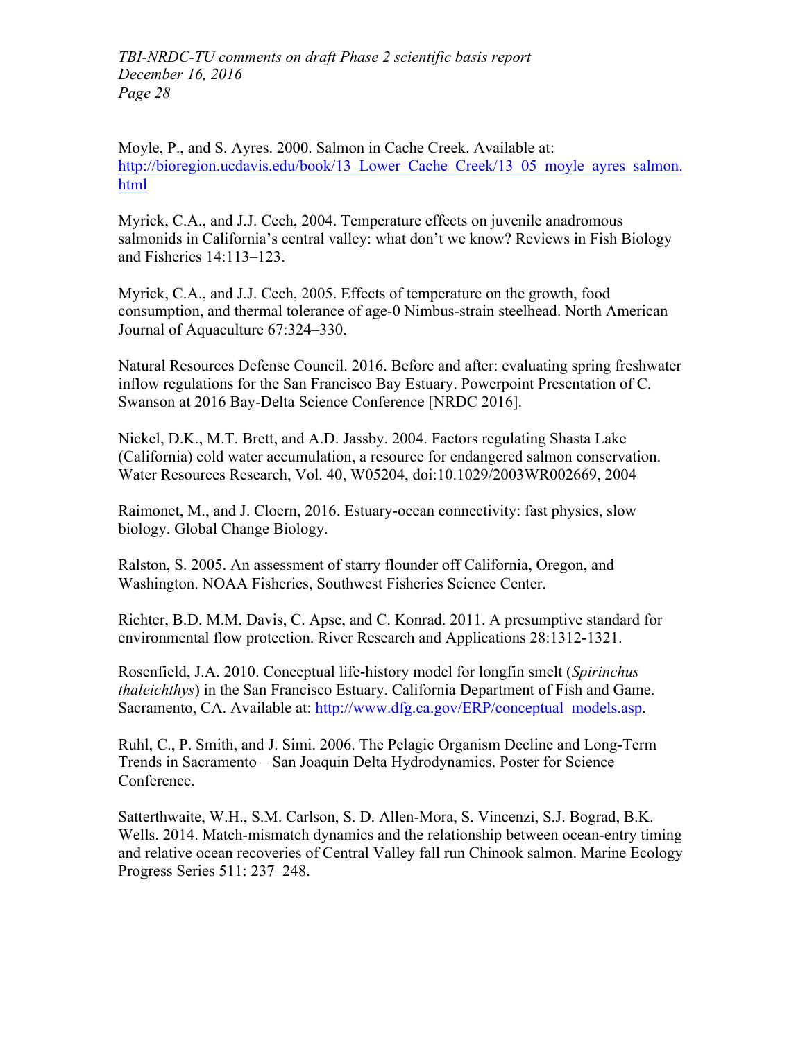Moyle, P., and S. Ayres. 2000. Salmon in Cache Creek. Available at: http://bioregion.ucdavis.edu/book/13_Lower_Cache_Creek/13_05_moyle_ayres_salmon.html

Myrick, C.A., and J.J. Cech, 2004. Temperature effects on juvenile anadromous salmonids in California's central valley: what don't we know? Reviews in Fish Biology and Fisheries 14:113–123.

Myrick, C.A., and J.J. Cech, 2005. Effects of temperature on the growth, food consumption, and thermal tolerance of age-0 Nimbus-strain steelhead. North American Journal of Aquaculture 67:324–330.

Natural Resources Defense Council. 2016. Before and after: evaluating spring freshwater inflow regulations for the San Francisco Bay Estuary. Powerpoint Presentation of C. Swanson at 2016 Bay-Delta Science Conference [NRDC 2016].

Nickel, D.K., M.T. Brett, and A.D. Jassby. 2004. Factors regulating Shasta Lake (California) cold water accumulation, a resource for endangered salmon conservation. Water Resources Research, Vol. 40, W05204, doi:10.1029/2003WR002669, 2004

Raimonet, M., and J. Cloern, 2016. Estuary-ocean connectivity: fast physics, slow biology. Global Change Biology.

Ralston, S. 2005. An assessment of starry flounder off California, Oregon, and Washington. NOAA Fisheries, Southwest Fisheries Science Center.

Richter, B.D. M.M. Davis, C. Apse, and C. Konrad. 2011. A presumptive standard for environmental flow protection. River Research and Applications 28:1312-1321.

Rosenfield, J.A. 2010. Conceptual life-history model for longfin smelt (*Spirinchus thaleichthys*) in the San Francisco Estuary. California Department of Fish and Game. Sacramento, CA. Available at: http://www.dfg.ca.gov/ERP/conceptual_models.asp.

Ruhl, C., P. Smith, and J. Simi. 2006. The Pelagic Organism Decline and Long-Term Trends in Sacramento – San Joaquin Delta Hydrodynamics. Poster for Science Conference.

Satterthwaite, W.H., S.M. Carlson, S. D. Allen-Mora, S. Vincenzi, S.J. Bograd, B.K. Wells. 2014. Match-mismatch dynamics and the relationship between ocean-entry timing and relative ocean recoveries of Central Valley fall run Chinook salmon. Marine Ecology Progress Series 511: 237–248.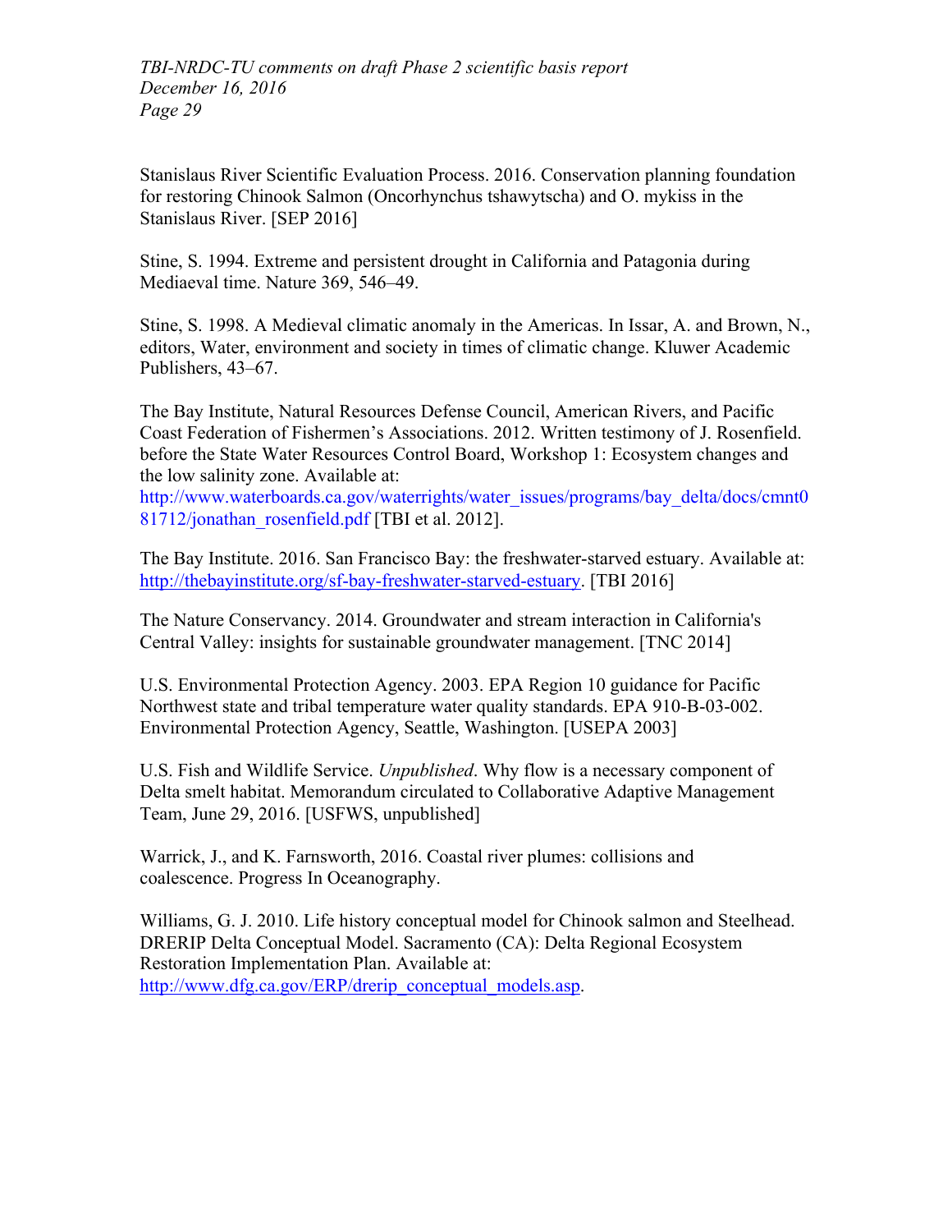Stanislaus River Scientific Evaluation Process. 2016. Conservation planning foundation for restoring Chinook Salmon (Oncorhynchus tshawytscha) and O. mykiss in the Stanislaus River. [SEP 2016]

Stine, S. 1994. Extreme and persistent drought in California and Patagonia during Mediaeval time. Nature 369, 546–49.

Stine, S. 1998. A Medieval climatic anomaly in the Americas. In Issar, A. and Brown, N., editors, Water, environment and society in times of climatic change. Kluwer Academic Publishers, 43–67.

The Bay Institute, Natural Resources Defense Council, American Rivers, and Pacific Coast Federation of Fishermen's Associations. 2012. Written testimony of J. Rosenfield. before the State Water Resources Control Board, Workshop 1: Ecosystem changes and the low salinity zone. Available at: http://www.waterboards.ca.gov/waterrights/water_issues/programs/bay_delta/docs/cmnt081712/jonathan_rosenfield.pdf [TBI et al. 2012].

The Bay Institute. 2016. San Francisco Bay: the freshwater-starved estuary. Available at: http://thebayinstitute.org/sf-bay-freshwater-starved-estuary. [TBI 2016]

The Nature Conservancy. 2014. Groundwater and stream interaction in California's Central Valley: insights for sustainable groundwater management. [TNC 2014]

U.S. Environmental Protection Agency. 2003. EPA Region 10 guidance for Pacific Northwest state and tribal temperature water quality standards. EPA 910-B-03-002. Environmental Protection Agency, Seattle, Washington. [USEPA 2003]

U.S. Fish and Wildlife Service. *Unpublished*. Why flow is a necessary component of Delta smelt habitat. Memorandum circulated to Collaborative Adaptive Management Team, June 29, 2016. [USFWS, unpublished]

Warrick, J., and K. Farnsworth, 2016. Coastal river plumes: collisions and coalescence. Progress In Oceanography.

Williams, G. J. 2010. Life history conceptual model for Chinook salmon and Steelhead. DRERIP Delta Conceptual Model. Sacramento (CA): Delta Regional Ecosystem Restoration Implementation Plan. Available at: http://www.dfg.ca.gov/ERP/drerip_conceptual_models.asp.